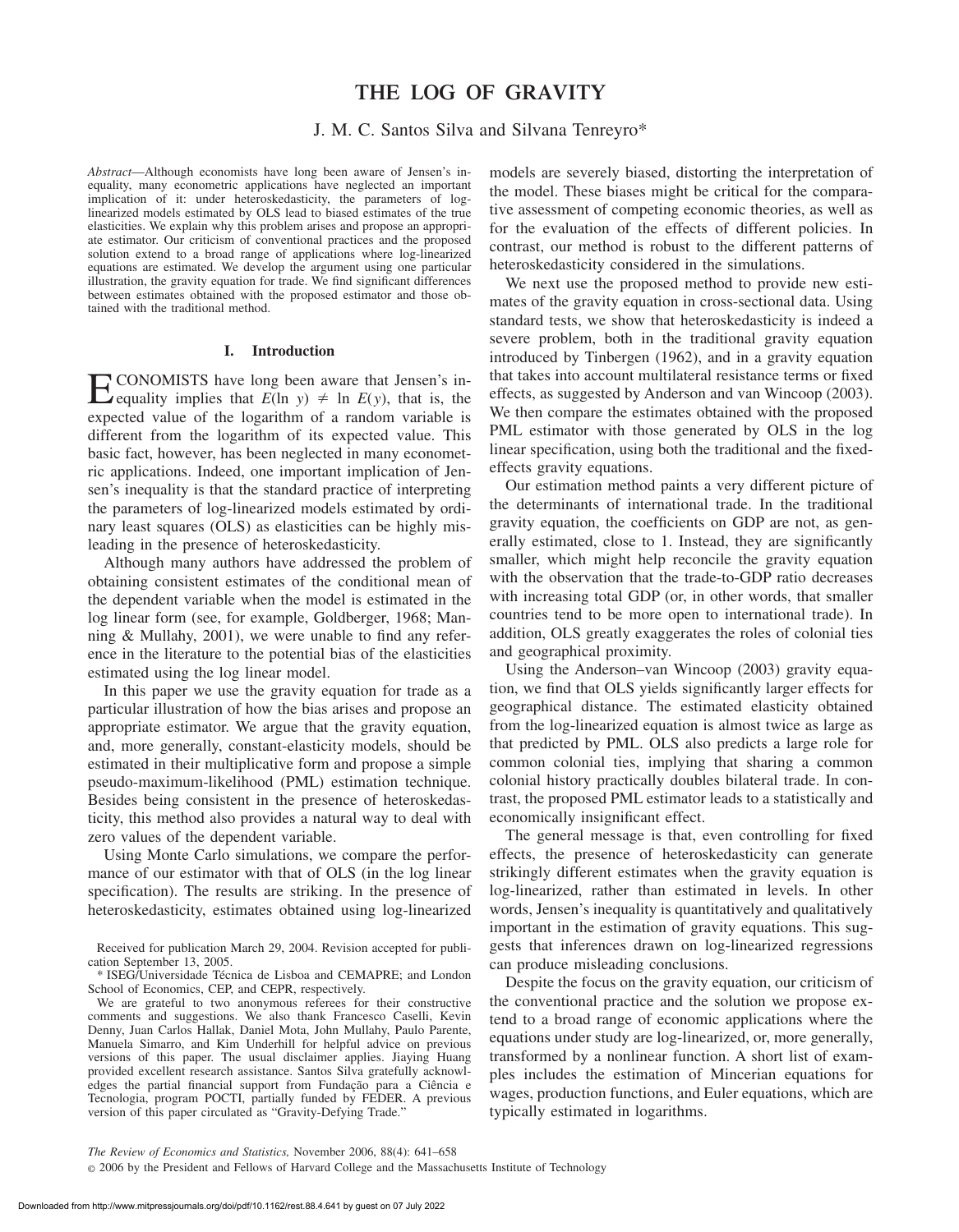# THE LOG OF GRAVITY

J. M. C. Santos Silva and Silvana Tenreyro*

*Abstract*—Although economists have long been aware of Jensen's inequality, many econometric applications have neglected an important implication of it: under heteroskedasticity, the parameters of log-linearized models estimated by OLS lead to biased estimates of the true elasticities. We explain why this problem arises and propose an appropriate estimator. Our criticism of conventional practices and the proposed solution extend to a broad range of applications where log-linearized equations are estimated. We develop the argument using one particular illustration, the gravity equation for trade. We find significant differences between estimates obtained with the proposed estimator and those obtained with the traditional method.

## I. Introduction

ECONOMISTS have long been aware that Jensen's inequality implies that $E(\ln y) \neq \ln E(y)$, that is, the expected value of the logarithm of a random variable is different from the logarithm of its expected value. This basic fact, however, has been neglected in many econometric applications. Indeed, one important implication of Jensen's inequality is that the standard practice of interpreting the parameters of log-linearized models estimated by ordinary least squares (OLS) as elasticities can be highly misleading in the presence of heteroskedasticity.

Although many authors have addressed the problem of obtaining consistent estimates of the conditional mean of the dependent variable when the model is estimated in the log linear form (see, for example, Goldberger, 1968; Manning & Mullahy, 2001), we were unable to find any reference in the literature to the potential bias of the elasticities estimated using the log linear model.

In this paper we use the gravity equation for trade as a particular illustration of how the bias arises and propose an appropriate estimator. We argue that the gravity equation, and, more generally, constant-elasticity models, should be estimated in their multiplicative form and propose a simple pseudo-maximum-likelihood (PML) estimation technique. Besides being consistent in the presence of heteroskedasticity, this method also provides a natural way to deal with zero values of the dependent variable.

Using Monte Carlo simulations, we compare the performance of our estimator with that of OLS (in the log linear specification). The results are striking. In the presence of heteroskedasticity, estimates obtained using log-linearized models are severely biased, distorting the interpretation of the model. These biases might be critical for the comparative assessment of competing economic theories, as well as for the evaluation of the effects of different policies. In contrast, our method is robust to the different patterns of heteroskedasticity considered in the simulations.

We next use the proposed method to provide new estimates of the gravity equation in cross-sectional data. Using standard tests, we show that heteroskedasticity is indeed a severe problem, both in the traditional gravity equation introduced by Tinbergen (1962), and in a gravity equation that takes into account multilateral resistance terms or fixed effects, as suggested by Anderson and van Wincoop (2003). We then compare the estimates obtained with the proposed PML estimator with those generated by OLS in the log linear specification, using both the traditional and the fixed-effects gravity equations.

Our estimation method paints a very different picture of the determinants of international trade. In the traditional gravity equation, the coefficients on GDP are not, as generally estimated, close to 1. Instead, they are significantly smaller, which might help reconcile the gravity equation with the observation that the trade-to-GDP ratio decreases with increasing total GDP (or, in other words, that smaller countries tend to be more open to international trade). In addition, OLS greatly exaggerates the roles of colonial ties and geographical proximity.

Using the Anderson–van Wincoop (2003) gravity equation, we find that OLS yields significantly larger effects for geographical distance. The estimated elasticity obtained from the log-linearized equation is almost twice as large as that predicted by PML. OLS also predicts a large role for common colonial ties, implying that sharing a common colonial history practically doubles bilateral trade. In contrast, the proposed PML estimator leads to a statistically and economically insignificant effect.

The general message is that, even controlling for fixed effects, the presence of heteroskedasticity can generate strikingly different estimates when the gravity equation is log-linearized, rather than estimated in levels. In other words, Jensen's inequality is quantitatively and qualitatively important in the estimation of gravity equations. This suggests that inferences drawn on log-linearized regressions can produce misleading conclusions.

Despite the focus on the gravity equation, our criticism of the conventional practice and the solution we propose extend to a broad range of economic applications where the equations under study are log-linearized, or, more generally, transformed by a nonlinear function. A short list of examples includes the estimation of Mincerian equations for wages, production functions, and Euler equations, which are typically estimated in logarithms.

---

Received for publication March 29, 2004. Revision accepted for publication September 13, 2005.

\* ISEG/Universidade Técnica de Lisboa and CEMAPRE; and London School of Economics, CEP, and CEPR, respectively.

We are grateful to two anonymous referees for their constructive comments and suggestions. We also thank Francesco Caselli, Kevin Denny, Juan Carlos Hallak, Daniel Mota, John Mullahy, Paulo Parente, Manuela Simarro, and Kim Underhill for helpful advice on previous versions of this paper. The usual disclaimer applies. Jiaying Huang provided excellent research assistance. Santos Silva gratefully acknowledges the partial financial support from Fundação para a Ciência e Tecnologia, program POCTI, partially funded by FEDER. A previous version of this paper circulated as "Gravity-Defying Trade."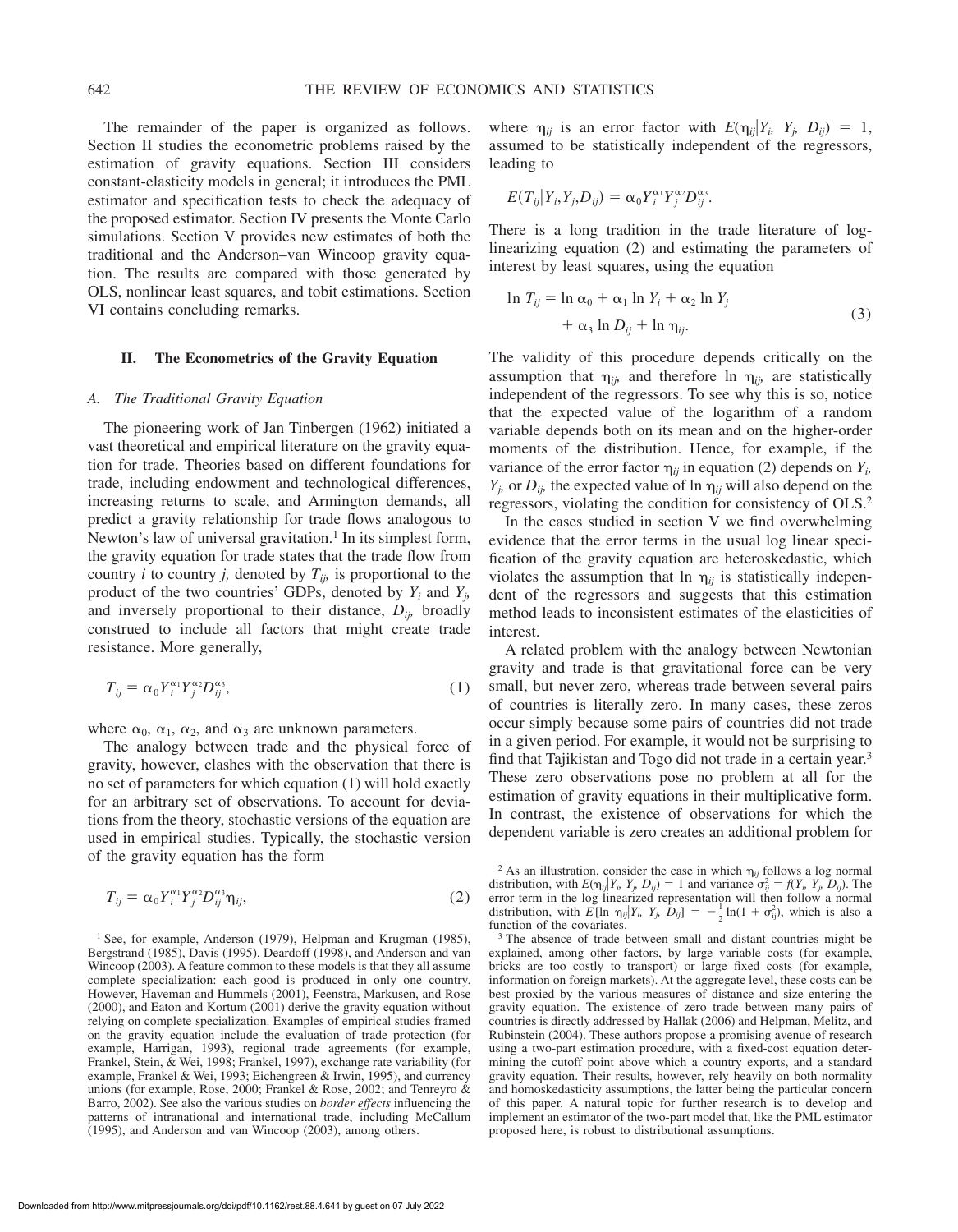The remainder of the paper is organized as follows. Section II studies the econometric problems raised by the estimation of gravity equations. Section III considers constant-elasticity models in general; it introduces the PML estimator and specification tests to check the adequacy of the proposed estimator. Section IV presents the Monte Carlo simulations. Section V provides new estimates of both the traditional and the Anderson–van Wincoop gravity equation. The results are compared with those generated by OLS, nonlinear least squares, and tobit estimations. Section VI contains concluding remarks.

## II. The Econometrics of the Gravity Equation

### A. The Traditional Gravity Equation

The pioneering work of Jan Tinbergen (1962) initiated a vast theoretical and empirical literature on the gravity equation for trade. Theories based on different foundations for trade, including endowment and technological differences, increasing returns to scale, and Armington demands, all predict a gravity relationship for trade flows analogous to Newton's law of universal gravitation.[1] In its simplest form, the gravity equation for trade states that the trade flow from country $i$ to country $j$, denoted by $T_{ij}$, is proportional to the product of the two countries' GDPs, denoted by $Y_i$ and $Y_j$, and inversely proportional to their distance, $D_{ij}$, broadly construed to include all factors that might create trade resistance. More generally,

$$T_{ij} = \alpha_0 Y_i^{\alpha_1} Y_j^{\alpha_2} D_{ij}^{\alpha_3}, \tag{1}$$

where $\alpha_0$, $\alpha_1$, $\alpha_2$, and $\alpha_3$ are unknown parameters.

The analogy between trade and the physical force of gravity, however, clashes with the observation that there is no set of parameters for which equation (1) will hold exactly for an arbitrary set of observations. To account for deviations from the theory, stochastic versions of the equation are used in empirical studies. Typically, the stochastic version of the gravity equation has the form

$$T_{ij} = \alpha_0 Y_i^{\alpha_1} Y_j^{\alpha_2} D_{ij}^{\alpha_3} \eta_{ij}, \tag{2}$$

where $\eta_{ij}$ is an error factor with $E(\eta_{ij} | Y_i, Y_j, D_{ij}) = 1$, assumed to be statistically independent of the regressors, leading to

$$E(T_{ij} | Y_i, Y_j, D_{ij}) = \alpha_0 Y_i^{\alpha_1} Y_j^{\alpha_2} D_{ij}^{\alpha_3}.$$

There is a long tradition in the trade literature of log-linearizing equation (2) and estimating the parameters of interest by least squares, using the equation

$$\ln T_{ij} = \ln \alpha_0 + \alpha_1 \ln Y_i + \alpha_2 \ln Y_j + \alpha_3 \ln D_{ij} + \ln \eta_{ij}. \tag{3}$$

The validity of this procedure depends critically on the assumption that $\eta_{ij}$, and therefore $\ln \eta_{ij}$, are statistically independent of the regressors. To see why this is so, notice that the expected value of the logarithm of a random variable depends both on its mean and on the higher-order moments of the distribution. Hence, for example, if the variance of the error factor $\eta_{ij}$ in equation (2) depends on $Y_i$, $Y_j$, or $D_{ij}$, the expected value of $\ln \eta_{ij}$ will also depend on the regressors, violating the condition for consistency of OLS.[2]

In the cases studied in section V we find overwhelming evidence that the error terms in the usual log linear specification of the gravity equation are heteroskedastic, which violates the assumption that $\ln \eta_{ij}$ is statistically independent of the regressors and suggests that this estimation method leads to inconsistent estimates of the elasticities of interest.

A related problem with the analogy between Newtonian gravity and trade is that gravitational force can be very small, but never zero, whereas trade between several pairs of countries is literally zero. In many cases, these zeros occur simply because some pairs of countries did not trade in a given period. For example, it would not be surprising to find that Tajikistan and Togo did not trade in a certain year.[3] These zero observations pose no problem at all for the estimation of gravity equations in their multiplicative form. In contrast, the existence of observations for which the dependent variable is zero creates an additional problem for

[1] See, for example, Anderson (1979), Helpman and Krugman (1985), Bergstrand (1985), Davis (1995), Deardoff (1998), and Anderson and van Wincoop (2003). A feature common to these models is that they all assume complete specialization: each good is produced in only one country. However, Haveman and Hummels (2001), Feenstra, Markusen, and Rose (2000), and Eaton and Kortum (2001) derive the gravity equation without relying on complete specialization. Examples of empirical studies framed on the gravity equation include the evaluation of trade protection (for example, Harrigan, 1993), regional trade agreements (for example, Frankel, Stein, & Wei, 1998; Frankel, 1997), exchange rate variability (for example, Frankel & Wei, 1993; Eichengreen & Irwin, 1995), and currency unions (for example, Rose, 2000; Frankel & Rose, 2002; and Tenreyro & Barro, 2002). See also the various studies on *border effects* influencing the patterns of intranational and international trade, including McCallum (1995), and Anderson and van Wincoop (2003), among others.

[2] As an illustration, consider the case in which $\eta_{ij}$ follows a log normal distribution, with $E(\eta_{ij} | Y_i, Y_j, D_{ij}) = 1$ and variance $\sigma_{ij}^2 = f(Y_i, Y_j, D_{ij})$. The error term in the log-linearized representation will then follow a normal distribution, with $E[\ln \eta_{ij} | Y_i, Y_j, D_{ij}] = -\frac{1}{2} \ln(1 + \sigma_{ij}^2)$, which is also a function of the covariates.

[3] The absence of trade between small and distant countries might be explained, among other factors, by large variable costs (for example, bricks are too costly to transport) or large fixed costs (for example, information on foreign markets). At the aggregate level, these costs can be best proxied by the various measures of distance and size entering the gravity equation. The existence of zero trade between many pairs of countries is directly addressed by Hallak (2006) and Helpman, Melitz, and Rubinstein (2004). These authors propose a promising avenue of research using a two-part estimation procedure, with a fixed-cost equation determining the cutoff point above which a country exports, and a standard gravity equation. Their results, however, rely heavily on both normality and homoskedasticity assumptions, the latter being the particular concern of this paper. A natural topic for further research is to develop and implement an estimator of the two-part model that, like the PML estimator proposed here, is robust to distributional assumptions.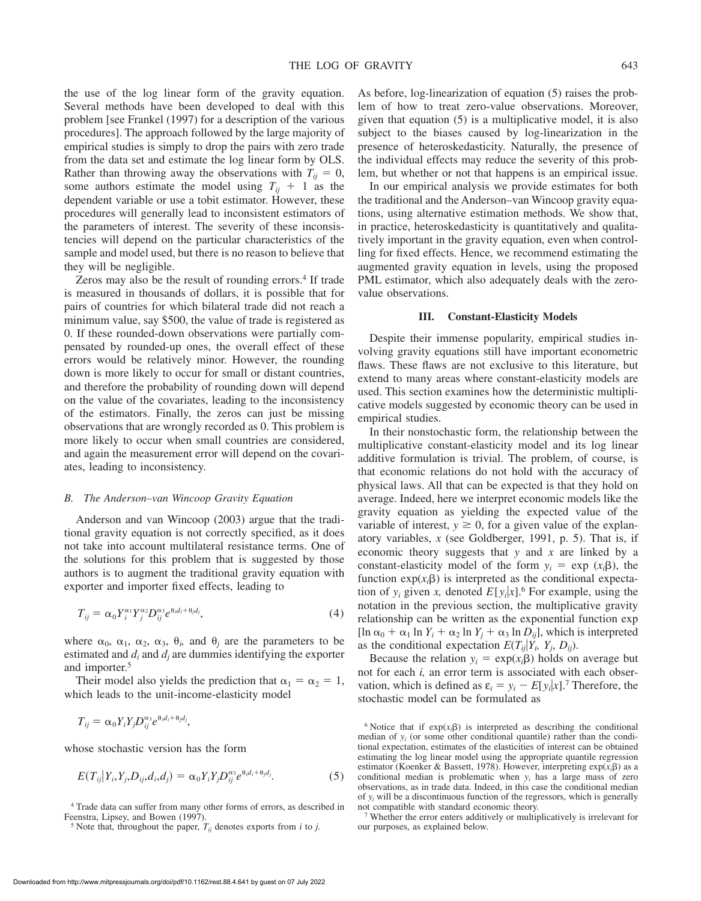the use of the log linear form of the gravity equation. Several methods have been developed to deal with this problem [see Frankel (1997) for a description of the various procedures]. The approach followed by the large majority of empirical studies is simply to drop the pairs with zero trade from the data set and estimate the log linear form by OLS. Rather than throwing away the observations with $T_{ij} = 0$, some authors estimate the model using $T_{ij} + 1$ as the dependent variable or use a tobit estimator. However, these procedures will generally lead to inconsistent estimators of the parameters of interest. The severity of these inconsistencies will depend on the particular characteristics of the sample and model used, but there is no reason to believe that they will be negligible.

Zeros may also be the result of rounding errors.[4] If trade is measured in thousands of dollars, it is possible that for pairs of countries for which bilateral trade did not reach a minimum value, say $500, the value of trade is registered as 0. If these rounded-down observations were partially compensated by rounded-up ones, the overall effect of these errors would be relatively minor. However, the rounding down is more likely to occur for small or distant countries, and therefore the probability of rounding down will depend on the value of the covariates, leading to the inconsistency of the estimators. Finally, the zeros can just be missing observations that are wrongly recorded as 0. This problem is more likely to occur when small countries are considered, and again the measurement error will depend on the covariates, leading to inconsistency.

### B. The Anderson–van Wincoop Gravity Equation

Anderson and van Wincoop (2003) argue that the traditional gravity equation is not correctly specified, as it does not take into account multilateral resistance terms. One of the solutions for this problem that is suggested by those authors is to augment the traditional gravity equation with exporter and importer fixed effects, leading to

$$T_{ij} = \alpha_0 Y_i^{\alpha_1} Y_j^{\alpha_2} D_{ij}^{\alpha_3} e^{\theta_i d_i + \theta_j d_j}, \tag{4}$$

where $\alpha_0$, $\alpha_1$, $\alpha_2$, $\alpha_3$, $\theta_i$, and $\theta_j$ are the parameters to be estimated and $d_i$ and $d_j$ are dummies identifying the exporter and importer.[5]

Their model also yields the prediction that $\alpha_1 = \alpha_2 = 1$, which leads to the unit-income-elasticity model

$$T_{ij} = \alpha_0 Y_i Y_j D_{ij}^{\alpha_3} e^{\theta_i d_i + \theta_j d_j},$$

whose stochastic version has the form

$$E(T_{ij} | Y_i, Y_j, D_{ij}, d_i, d_j) = \alpha_0 Y_i Y_j D_{ij}^{\alpha_3} e^{\theta_i d_i + \theta_j d_j}. \tag{5}$$

As before, log-linearization of equation (5) raises the problem of how to treat zero-value observations. Moreover, given that equation (5) is a multiplicative model, it is also subject to the biases caused by log-linearization in the presence of heteroskedasticity. Naturally, the presence of the individual effects may reduce the severity of this problem, but whether or not that happens is an empirical issue.

In our empirical analysis we provide estimates for both the traditional and the Anderson–van Wincoop gravity equations, using alternative estimation methods. We show that, in practice, heteroskedasticity is quantitatively and qualitatively important in the gravity equation, even when controlling for fixed effects. Hence, we recommend estimating the augmented gravity equation in levels, using the proposed PML estimator, which also adequately deals with the zero-value observations.

## III. Constant-Elasticity Models

Despite their immense popularity, empirical studies involving gravity equations still have important econometric flaws. These flaws are not exclusive to this literature, but extend to many areas where constant-elasticity models are used. This section examines how the deterministic multiplicative models suggested by economic theory can be used in empirical studies.

In their nonstochastic form, the relationship between the multiplicative constant-elasticity model and its log linear additive formulation is trivial. The problem, of course, is that economic relations do not hold with the accuracy of physical laws. All that can be expected is that they hold on average. Indeed, here we interpret economic models like the gravity equation as yielding the expected value of the variable of interest, $y \geq 0$, for a given value of the explanatory variables, $x$ (see Goldberger, 1991, p. 5). That is, if economic theory suggests that $y$ and $x$ are linked by a constant-elasticity model of the form $y_i = \exp(x_i\beta)$, the function $\exp(x_i\beta)$ is interpreted as the conditional expectation of $y_i$ given $x$, denoted $E[y_i|x]$.[6] For example, using the notation in the previous section, the multiplicative gravity relationship can be written as the exponential function $\exp[\ln \alpha_0 + \alpha_1 \ln Y_i + \alpha_2 \ln Y_j + \alpha_3 \ln D_{ij}]$, which is interpreted as the conditional expectation $E(T_{ij}|Y_i, Y_j, D_{ij})$.

Because the relation $y_i = \exp(x_i\beta)$ holds on average but not for each $i$, an error term is associated with each observation, which is defined as $\varepsilon_i = y_i - E[y_i|x]$.[7] Therefore, the stochastic model can be formulated as

---

[4] Trade data can suffer from many other forms of errors, as described in Feenstra, Lipsey, and Bowen (1997).

[5] Note that, throughout the paper, $T_{ij}$ denotes exports from $i$ to $j$.

[6] Notice that if $\exp(x_i\beta)$ is interpreted as describing the conditional median of $y_i$ (or some other conditional quantile) rather than the conditional expectation, estimates of the elasticities of interest can be obtained estimating the log linear model using the appropriate quantile regression estimator (Koenker & Bassett, 1978). However, interpreting $\exp(x_i\beta)$ as a conditional median is problematic when $y_i$ has a large mass of zero observations, as in trade data. Indeed, in this case the conditional median of $y_i$ will be a discontinuous function of the regressors, which is generally not compatible with standard economic theory.

[7] Whether the error enters additively or multiplicatively is irrelevant for our purposes, as explained below.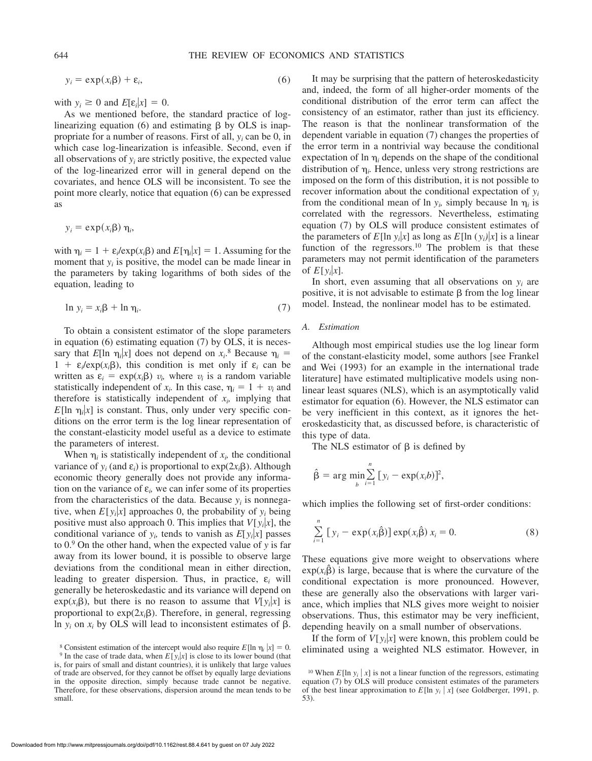$$y_i = \exp(x_i\beta) + \varepsilon_i, \tag{6}$$

with $y_i \geq 0$ and $E[\varepsilon_i|x] = 0$.

As we mentioned before, the standard practice of log-linearizing equation (6) and estimating $\beta$ by OLS is inappropriate for a number of reasons. First of all, $y_i$ can be 0, in which case log-linearization is infeasible. Second, even if all observations of $y_i$ are strictly positive, the expected value of the log-linearized error will in general depend on the covariates, and hence OLS will be inconsistent. To see the point more clearly, notice that equation (6) can be expressed as

$$y_i = \exp(x_i\beta)\,\eta_i,$$

with $\eta_i = 1 + \varepsilon_i/\exp(x_i\beta)$ and $E[\eta_i|x] = 1$. Assuming for the moment that $y_i$ is positive, the model can be made linear in the parameters by taking logarithms of both sides of the equation, leading to

$$\ln y_i = x_i\beta + \ln \eta_i. \tag{7}$$

To obtain a consistent estimator of the slope parameters in equation (6) estimating equation (7) by OLS, it is necessary that $E[\ln \eta_i|x]$ does not depend on $x_i$.[8] Because $\eta_i = 1 + \varepsilon_i/\exp(x_i\beta)$, this condition is met only if $\varepsilon_i$ can be written as $\varepsilon_i = \exp(x_i\beta)\, v_i$, where $v_i$ is a random variable statistically independent of $x_i$. In this case, $\eta_i = 1 + v_i$ and therefore is statistically independent of $x_i$, implying that $E[\ln \eta_i|x]$ is constant. Thus, only under very specific conditions on the error term is the log linear representation of the constant-elasticity model useful as a device to estimate the parameters of interest.

When $\eta_i$ is statistically independent of $x_i$, the conditional variance of $y_i$ (and $\varepsilon_i$) is proportional to $\exp(2x_i\beta)$. Although economic theory generally does not provide any information on the variance of $\varepsilon_i$, we can infer some of its properties from the characteristics of the data. Because $y_i$ is nonnegative, when $E[y_i|x]$ approaches 0, the probability of $y_i$ being positive must also approach 0. This implies that $V[y_i|x]$, the conditional variance of $y_i$, tends to vanish as $E[y_i|x]$ passes to 0.[9] On the other hand, when the expected value of $y$ is far away from its lower bound, it is possible to observe large deviations from the conditional mean in either direction, leading to greater dispersion. Thus, in practice, $\varepsilon_i$ will generally be heteroskedastic and its variance will depend on $\exp(x_i\beta)$, but there is no reason to assume that $V[y_i|x]$ is proportional to $\exp(2x_i\beta)$. Therefore, in general, regressing $\ln y_i$ on $x_i$ by OLS will lead to inconsistent estimates of $\beta$.

It may be surprising that the pattern of heteroskedasticity and, indeed, the form of all higher-order moments of the conditional distribution of the error term can affect the consistency of an estimator, rather than just its efficiency. The reason is that the nonlinear transformation of the dependent variable in equation (7) changes the properties of the error term in a nontrivial way because the conditional expectation of $\ln \eta_i$ depends on the shape of the conditional distribution of $\eta_i$. Hence, unless very strong restrictions are imposed on the form of this distribution, it is not possible to recover information about the conditional expectation of $y_i$ from the conditional mean of $\ln y_i$, simply because $\ln \eta_i$ is correlated with the regressors. Nevertheless, estimating equation (7) by OLS will produce consistent estimates of the parameters of $E[\ln y_i|x]$ as long as $E[\ln (y_i)|x]$ is a linear function of the regressors.[10] The problem is that these parameters may not permit identification of the parameters of $E[y_i|x]$.

In short, even assuming that all observations on $y_i$ are positive, it is not advisable to estimate $\beta$ from the log linear model. Instead, the nonlinear model has to be estimated.

### A. Estimation

Although most empirical studies use the log linear form of the constant-elasticity model, some authors [see Frankel and Wei (1993) for an example in the international trade literature] have estimated multiplicative models using nonlinear least squares (NLS), which is an asymptotically valid estimator for equation (6). However, the NLS estimator can be very inefficient in this context, as it ignores the heteroskedasticity that, as discussed before, is characteristic of this type of data.

The NLS estimator of $\beta$ is defined by

$$\hat{\beta} = \arg\min_b \sum_{i=1}^{n} [y_i - \exp(x_i b)]^2,$$

which implies the following set of first-order conditions:

$$\sum_{i=1}^{n} [y_i - \exp(x_i\hat{\beta})]\exp(x_i\hat{\beta})\, x_i = 0. \tag{8}$$

These equations give more weight to observations where $\exp(x_i\hat{\beta})$ is large, because that is where the curvature of the conditional expectation is more pronounced. However, these are generally also the observations with larger variance, which implies that NLS gives more weight to noisier observations. Thus, this estimator may be very inefficient, depending heavily on a small number of observations.

If the form of $V[y_i|x]$ were known, this problem could be eliminated using a weighted NLS estimator. However, in

[8] Consistent estimation of the intercept would also require $E[\ln \eta_i|x] = 0$.

[9] In the case of trade data, when $E[y_i|x]$ is close to its lower bound (that is, for pairs of small and distant countries), it is unlikely that large values of trade are observed, for they cannot be offset by equally large deviations in the opposite direction, simply because trade cannot be negative. Therefore, for these observations, dispersion around the mean tends to be small.

[10] When $E[\ln y_i \mid x]$ is not a linear function of the regressors, estimating equation (7) by OLS will produce consistent estimates of the parameters of the best linear approximation to $E[\ln y_i \mid x]$ (see Goldberger, 1991, p. 53).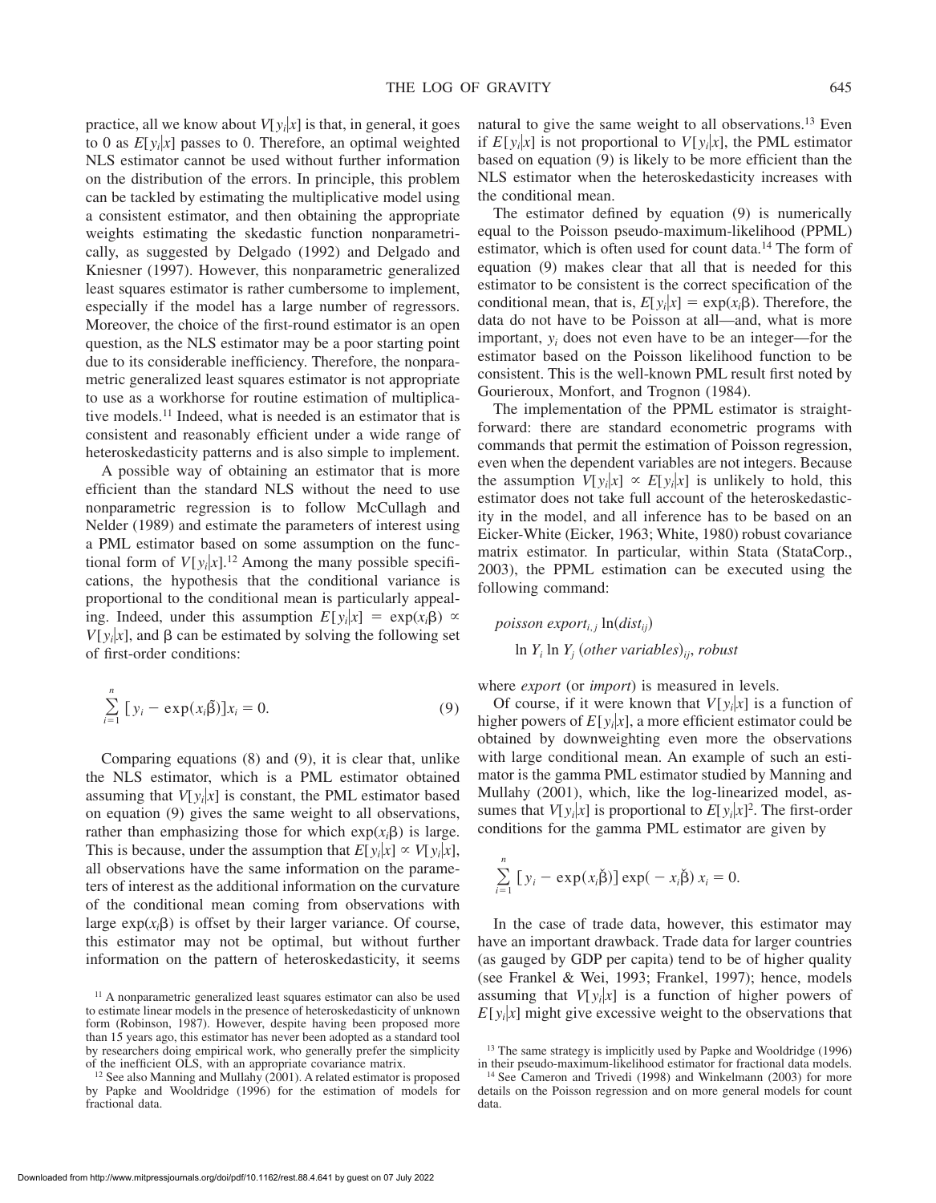practice, all we know about $V[y_i|x]$ is that, in general, it goes to 0 as $E[y_i|x]$ passes to 0. Therefore, an optimal weighted NLS estimator cannot be used without further information on the distribution of the errors. In principle, this problem can be tackled by estimating the multiplicative model using a consistent estimator, and then obtaining the appropriate weights estimating the skedastic function nonparametrically, as suggested by Delgado (1992) and Delgado and Kniesner (1997). However, this nonparametric generalized least squares estimator is rather cumbersome to implement, especially if the model has a large number of regressors. Moreover, the choice of the first-round estimator is an open question, as the NLS estimator may be a poor starting point due to its considerable inefficiency. Therefore, the nonparametric generalized least squares estimator is not appropriate to use as a workhorse for routine estimation of multiplicative models.[11] Indeed, what is needed is an estimator that is consistent and reasonably efficient under a wide range of heteroskedasticity patterns and is also simple to implement.

A possible way of obtaining an estimator that is more efficient than the standard NLS without the need to use nonparametric regression is to follow McCullagh and Nelder (1989) and estimate the parameters of interest using a PML estimator based on some assumption on the functional form of $V[y_i|x]$.[12] Among the many possible specifications, the hypothesis that the conditional variance is proportional to the conditional mean is particularly appealing. Indeed, under this assumption $E[y_i|x] = \exp(x_i\beta) \propto V[y_i|x]$, and $\beta$ can be estimated by solving the following set of first-order conditions:

$$\sum_{i=1}^{n} [y_i - \exp(x_i\tilde{\beta})]x_i = 0. \tag{9}$$

Comparing equations (8) and (9), it is clear that, unlike the NLS estimator, which is a PML estimator obtained assuming that $V[y_i|x]$ is constant, the PML estimator based on equation (9) gives the same weight to all observations, rather than emphasizing those for which $\exp(x_i\beta)$ is large. This is because, under the assumption that $E[y_i|x] \propto V[y_i|x]$, all observations have the same information on the parameters of interest as the additional information on the curvature of the conditional mean coming from observations with large $\exp(x_i\beta)$ is offset by their larger variance. Of course, this estimator may not be optimal, but without further information on the pattern of heteroskedasticity, it seems natural to give the same weight to all observations.[13] Even if $E[y_i|x]$ is not proportional to $V[y_i|x]$, the PML estimator based on equation (9) is likely to be more efficient than the NLS estimator when the heteroskedasticity increases with the conditional mean.

The estimator defined by equation (9) is numerically equal to the Poisson pseudo-maximum-likelihood (PPML) estimator, which is often used for count data.[14] The form of equation (9) makes clear that all that is needed for this estimator to be consistent is the correct specification of the conditional mean, that is, $E[y_i|x] = \exp(x_i\beta)$. Therefore, the data do not have to be Poisson at all—and, what is more important, $y_i$ does not even have to be an integer—for the estimator based on the Poisson likelihood function to be consistent. This is the well-known PML result first noted by Gourieroux, Monfort, and Trognon (1984).

The implementation of the PPML estimator is straightforward: there are standard econometric programs with commands that permit the estimation of Poisson regression, even when the dependent variables are not integers. Because the assumption $V[y_i|x] \propto E[y_i|x]$ is unlikely to hold, this estimator does not take full account of the heteroskedasticity in the model, and all inference has to be based on an Eicker-White (Eicker, 1963; White, 1980) robust covariance matrix estimator. In particular, within Stata (StataCorp., 2003), the PPML estimation can be executed using the following command:

*poisson* $export_{i,j}$ $\ln(dist_{ij})$
$\ln Y_i$ $\ln Y_j$ $(other\ variables)_{ij}$, *robust*

where *export* (or *import*) is measured in levels.

Of course, if it were known that $V[y_i|x]$ is a function of higher powers of $E[y_i|x]$, a more efficient estimator could be obtained by downweighting even more the observations with large conditional mean. An example of such an estimator is the gamma PML estimator studied by Manning and Mullahy (2001), which, like the log-linearized model, assumes that $V[y_i|x]$ is proportional to $E[y_i|x]^2$. The first-order conditions for the gamma PML estimator are given by

$$\sum_{i=1}^{n} [y_i - \exp(x_i\check{\beta})] \exp(-x_i\check{\beta})\, x_i = 0.$$

In the case of trade data, however, this estimator may have an important drawback. Trade data for larger countries (as gauged by GDP per capita) tend to be of higher quality (see Frankel & Wei, 1993; Frankel, 1997); hence, models assuming that $V[y_i|x]$ is a function of higher powers of $E[y_i|x]$ might give excessive weight to the observations that

[11] A nonparametric generalized least squares estimator can also be used to estimate linear models in the presence of heteroskedasticity of unknown form (Robinson, 1987). However, despite having been proposed more than 15 years ago, this estimator has never been adopted as a standard tool by researchers doing empirical work, who generally prefer the simplicity of the inefficient OLS, with an appropriate covariance matrix.

[12] See also Manning and Mullahy (2001). A related estimator is proposed by Papke and Wooldridge (1996) for the estimation of models for fractional data.

[13] The same strategy is implicitly used by Papke and Wooldridge (1996) in their pseudo-maximum-likelihood estimator for fractional data models.

[14] See Cameron and Trivedi (1998) and Winkelmann (2003) for more details on the Poisson regression and on more general models for count data.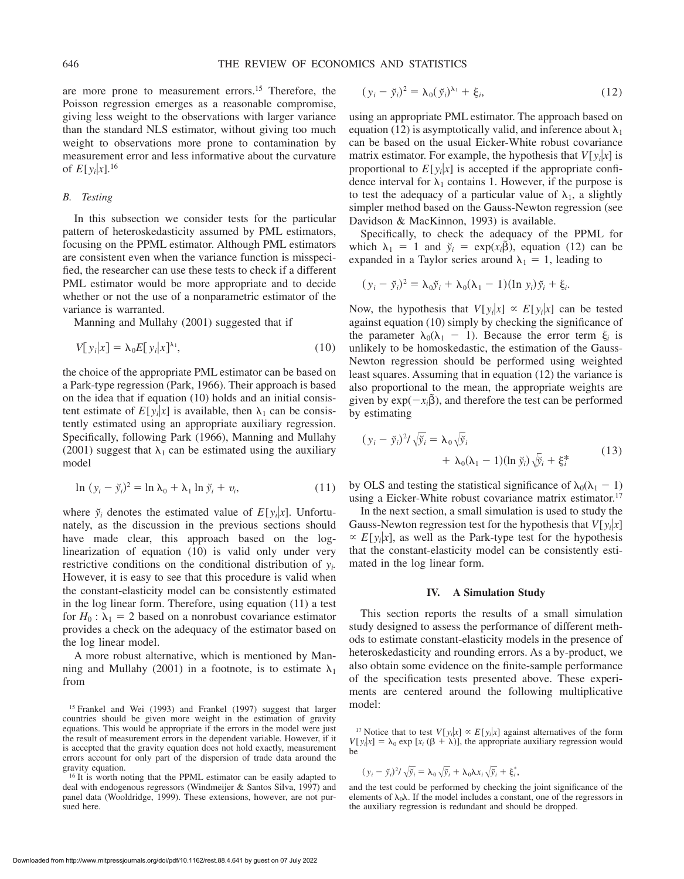are more prone to measurement errors.[15] Therefore, the Poisson regression emerges as a reasonable compromise, giving less weight to the observations with larger variance than the standard NLS estimator, without giving too much weight to observations more prone to contamination by measurement error and less informative about the curvature of $E[y_i|x]$.[16]

### B. Testing

In this subsection we consider tests for the particular pattern of heteroskedasticity assumed by PML estimators, focusing on the PPML estimator. Although PML estimators are consistent even when the variance function is misspecified, the researcher can use these tests to check if a different PML estimator would be more appropriate and to decide whether or not the use of a nonparametric estimator of the variance is warranted.

Manning and Mullahy (2001) suggested that if

$$V[y_i|x] = \lambda_0 E[y_i|x]^{\lambda_1}, \tag{10}$$

the choice of the appropriate PML estimator can be based on a Park-type regression (Park, 1966). Their approach is based on the idea that if equation (10) holds and an initial consistent estimate of $E[y_i|x]$ is available, then $\lambda_1$ can be consistently estimated using an appropriate auxiliary regression. Specifically, following Park (1966), Manning and Mullahy (2001) suggest that $\lambda_1$ can be estimated using the auxiliary model

$$\ln (y_i - \breve{y}_i)^2 = \ln \lambda_0 + \lambda_1 \ln \breve{y}_i + v_i, \tag{11}$$

where $\breve{y}_i$ denotes the estimated value of $E[y_i|x]$. Unfortunately, as the discussion in the previous sections should have made clear, this approach based on the log-linearization of equation (10) is valid only under very restrictive conditions on the conditional distribution of $y_i$. However, it is easy to see that this procedure is valid when the constant-elasticity model can be consistently estimated in the log linear form. Therefore, using equation (11) a test for $H_0 : \lambda_1 = 2$ based on a nonrobust covariance estimator provides a check on the adequacy of the estimator based on the log linear model.

A more robust alternative, which is mentioned by Manning and Mullahy (2001) in a footnote, is to estimate $\lambda_1$ from

$$(y_i - \breve{y}_i)^2 = \lambda_0 (\breve{y}_i)^{\lambda_1} + \xi_i, \tag{12}$$

using an appropriate PML estimator. The approach based on equation (12) is asymptotically valid, and inference about $\lambda_1$ can be based on the usual Eicker-White robust covariance matrix estimator. For example, the hypothesis that $V[y_i|x]$ is proportional to $E[y_i|x]$ is accepted if the appropriate confidence interval for $\lambda_1$ contains 1. However, if the purpose is to test the adequacy of a particular value of $\lambda_1$, a slightly simpler method based on the Gauss-Newton regression (see Davidson & MacKinnon, 1993) is available.

Specifically, to check the adequacy of the PPML for which $\lambda_1 = 1$ and $\breve{y}_i = \exp(x_i\tilde{\beta})$, equation (12) can be expanded in a Taylor series around $\lambda_1 = 1$, leading to

$$(y_i - \breve{y}_i)^2 = \lambda_0 \breve{y}_i + \lambda_0(\lambda_1 - 1)(\ln y_i)\breve{y}_i + \xi_i.$$

Now, the hypothesis that $V[y_i|x] \propto E[y_i|x]$ can be tested against equation (10) simply by checking the significance of the parameter $\lambda_0(\lambda_1 - 1)$. Because the error term $\xi_i$ is unlikely to be homoskedastic, the estimation of the Gauss-Newton regression should be performed using weighted least squares. Assuming that in equation (12) the variance is also proportional to the mean, the appropriate weights are given by $\exp(-x_i\tilde{\beta})$, and therefore the test can be performed by estimating

$$(y_i - \breve{y}_i)^2/\sqrt{\breve{y}_i} = \lambda_0 \sqrt{\breve{y}_i} + \lambda_0(\lambda_1 - 1)(\ln \breve{y}_i)\sqrt{\breve{y}_i} + \xi_i^* \tag{13}$$

by OLS and testing the statistical significance of $\lambda_0(\lambda_1 - 1)$ using a Eicker-White robust covariance matrix estimator.[17]

In the next section, a small simulation is used to study the Gauss-Newton regression test for the hypothesis that $V[y_i|x] \propto E[y_i|x]$, as well as the Park-type test for the hypothesis that the constant-elasticity model can be consistently estimated in the log linear form.

## IV. A Simulation Study

This section reports the results of a small simulation study designed to assess the performance of different methods to estimate constant-elasticity models in the presence of heteroskedasticity and rounding errors. As a by-product, we also obtain some evidence on the finite-sample performance of the specification tests presented above. These experiments are centered around the following multiplicative model:

---

[15] Frankel and Wei (1993) and Frankel (1997) suggest that larger countries should be given more weight in the estimation of gravity equations. This would be appropriate if the errors in the model were just the result of measurement errors in the dependent variable. However, if it is accepted that the gravity equation does not hold exactly, measurement errors account for only part of the dispersion of trade data around the gravity equation.

[16] It is worth noting that the PPML estimator can be easily adapted to deal with endogenous regressors (Windmeijer & Santos Silva, 1997) and panel data (Wooldridge, 1999). These extensions, however, are not pursued here.

[17] Notice that to test $V[y_i|x] \propto E[y_i|x]$ against alternatives of the form $V[y_i|x] = \lambda_0 \exp[x_i(\beta + \lambda)]$, the appropriate auxiliary regression would be

$$(y_i - \breve{y}_i)^2/\sqrt{\breve{y}_i} = \lambda_0 \sqrt{\breve{y}_i} + \lambda_0 \lambda x_i \sqrt{\breve{y}_i} + \xi_i^*,$$

and the test could be performed by checking the joint significance of the elements of $\lambda_0\lambda$. If the model includes a constant, one of the regressors in the auxiliary regression is redundant and should be dropped.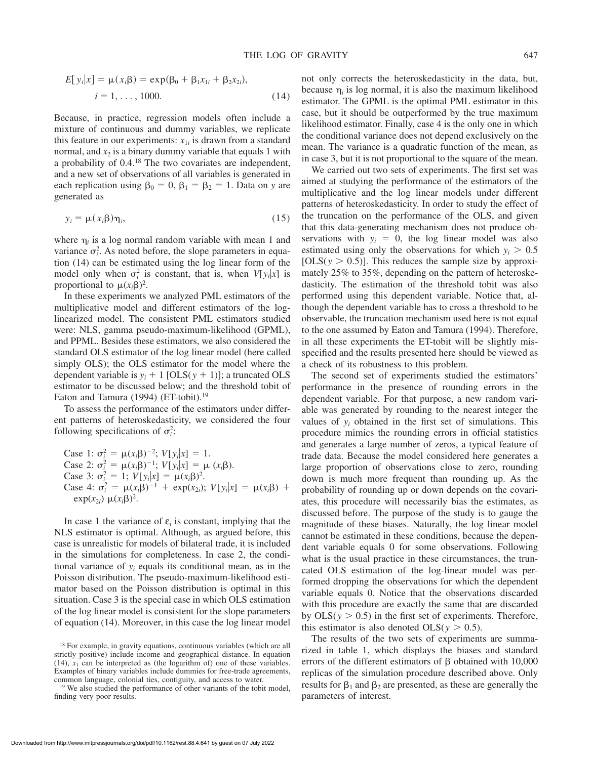$$E[y_i|x] = \mu(x_i\beta) = \exp(\beta_0 + \beta_1 x_{1i} + \beta_2 x_{2i}), \quad i = 1, \ldots, 1000. \tag{14}$$

Because, in practice, regression models often include a mixture of continuous and dummy variables, we replicate this feature in our experiments: $x_{1i}$ is drawn from a standard normal, and $x_2$ is a binary dummy variable that equals 1 with a probability of 0.4.[18] The two covariates are independent, and a new set of observations of all variables is generated in each replication using $\beta_0 = 0$, $\beta_1 = \beta_2 = 1$. Data on $y$ are generated as

$$y_i = \mu(x_i\beta)\eta_i, \tag{15}$$

where $\eta_i$ is a log normal random variable with mean 1 and variance $\sigma_i^2$. As noted before, the slope parameters in equation (14) can be estimated using the log linear form of the model only when $\sigma_i^2$ is constant, that is, when $V[y_i|x]$ is proportional to $\mu(x_i\beta)^2$.

In these experiments we analyzed PML estimators of the multiplicative model and different estimators of the log-linearized model. The consistent PML estimators studied were: NLS, gamma pseudo-maximum-likelihood (GPML), and PPML. Besides these estimators, we also considered the standard OLS estimator of the log linear model (here called simply OLS); the OLS estimator for the model where the dependent variable is $y_i + 1$ [OLS($y$ + 1)]; a truncated OLS estimator to be discussed below; and the threshold tobit of Eaton and Tamura (1994) (ET-tobit).[19]

To assess the performance of the estimators under different patterns of heteroskedasticity, we considered the four following specifications of $\sigma_i^2$:

Case 1: $\sigma_i^2 = \mu(x_i\beta)^{-2}$; $V[y_i|x] = 1$.
Case 2: $\sigma_i^2 = \mu(x_i\beta)^{-1}$; $V[y_i|x] = \mu(x_i\beta)$.
Case 3: $\sigma_i^2 = 1$; $V[y_i|x] = \mu(x_i\beta)^2$.
Case 4: $\sigma_i^2 = \mu(x_i\beta)^{-1} + \exp(x_{2i})$; $V[y_i|x] = \mu(x_i\beta) + \exp(x_{2i})\,\mu(x_i\beta)^2$.

In case 1 the variance of $\varepsilon_i$ is constant, implying that the NLS estimator is optimal. Although, as argued before, this case is unrealistic for models of bilateral trade, it is included in the simulations for completeness. In case 2, the conditional variance of $y_i$ equals its conditional mean, as in the Poisson distribution. The pseudo-maximum-likelihood estimator based on the Poisson distribution is optimal in this situation. Case 3 is the special case in which OLS estimation of the log linear model is consistent for the slope parameters of equation (14). Moreover, in this case the log linear model not only corrects the heteroskedasticity in the data, but, because $\eta_i$ is log normal, it is also the maximum likelihood estimator. The GPML is the optimal PML estimator in this case, but it should be outperformed by the true maximum likelihood estimator. Finally, case 4 is the only one in which the conditional variance does not depend exclusively on the mean. The variance is a quadratic function of the mean, as in case 3, but it is not proportional to the square of the mean.

We carried out two sets of experiments. The first set was aimed at studying the performance of the estimators of the multiplicative and the log linear models under different patterns of heteroskedasticity. In order to study the effect of the truncation on the performance of the OLS, and given that this data-generating mechanism does not produce observations with $y_i = 0$, the log linear model was also estimated using only the observations for which $y_i > 0.5$ [OLS($y > 0.5$)]. This reduces the sample size by approximately 25% to 35%, depending on the pattern of heteroskedasticity. The estimation of the threshold tobit was also performed using this dependent variable. Notice that, although the dependent variable has to cross a threshold to be observable, the truncation mechanism used here is not equal to the one assumed by Eaton and Tamura (1994). Therefore, in all these experiments the ET-tobit will be slightly misspecified and the results presented here should be viewed as a check of its robustness to this problem.

The second set of experiments studied the estimators' performance in the presence of rounding errors in the dependent variable. For that purpose, a new random variable was generated by rounding to the nearest integer the values of $y_i$ obtained in the first set of simulations. This procedure mimics the rounding errors in official statistics and generates a large number of zeros, a typical feature of trade data. Because the model considered here generates a large proportion of observations close to zero, rounding down is much more frequent than rounding up. As the probability of rounding up or down depends on the covariates, this procedure will necessarily bias the estimates, as discussed before. The purpose of the study is to gauge the magnitude of these biases. Naturally, the log linear model cannot be estimated in these conditions, because the dependent variable equals 0 for some observations. Following what is the usual practice in these circumstances, the truncated OLS estimation of the log-linear model was performed dropping the observations for which the dependent variable equals 0. Notice that the observations discarded with this procedure are exactly the same that are discarded by OLS($y > 0.5$) in the first set of experiments. Therefore, this estimator is also denoted OLS($y > 0.5$).

The results of the two sets of experiments are summarized in table 1, which displays the biases and standard errors of the different estimators of $\beta$ obtained with 10,000 replicas of the simulation procedure described above. Only results for $\beta_1$ and $\beta_2$ are presented, as these are generally the parameters of interest.

[18] For example, in gravity equations, continuous variables (which are all strictly positive) include income and geographical distance. In equation (14), $x_1$ can be interpreted as (the logarithm of) one of these variables. Examples of binary variables include dummies for free-trade agreements, common language, colonial ties, contiguity, and access to water.

[19] We also studied the performance of other variants of the tobit model, finding very poor results.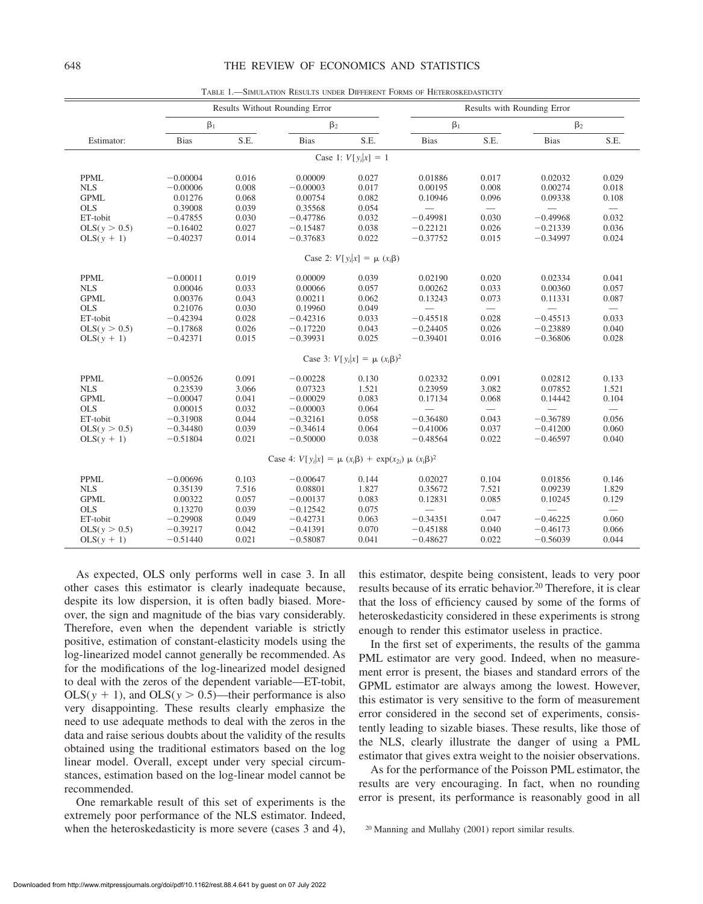TABLE 1.—SIMULATION RESULTS UNDER DIFFERENT FORMS OF HETEROSKEDASTICITY

| | Results Without Rounding Error | | | | Results with Rounding Error | | | |
|---|---|---|---|---|---|---|---|---|
| | $\beta_1$ | | $\beta_2$ | | $\beta_1$ | | $\beta_2$ | |
| Estimator: | Bias | S.E. | Bias | S.E. | Bias | S.E. | Bias | S.E. |
| | | | | Case 1: $V[y_i\|x] = 1$ | | | | |
| PPML | −0.00004 | 0.016 | 0.00009 | 0.027 | 0.01886 | 0.017 | 0.02032 | 0.029 |
| NLS | −0.00006 | 0.008 | −0.00003 | 0.017 | 0.00195 | 0.008 | 0.00274 | 0.018 |
| GPML | 0.01276 | 0.068 | 0.00754 | 0.082 | 0.10946 | 0.096 | 0.09338 | 0.108 |
| OLS | 0.39008 | 0.039 | 0.35568 | 0.054 | — | — | — | — |
| ET-tobit | −0.47855 | 0.030 | −0.47786 | 0.032 | −0.49981 | 0.030 | −0.49968 | 0.032 |
| OLS($y > 0.5$) | −0.16402 | 0.027 | −0.15487 | 0.038 | −0.22121 | 0.026 | −0.21339 | 0.036 |
| OLS($y + 1$) | −0.40237 | 0.014 | −0.37683 | 0.022 | −0.37752 | 0.015 | −0.34997 | 0.024 |
| | | | | Case 2: $V[y_i\|x] = \mu(x_i\beta)$ | | | | |
| PPML | −0.00011 | 0.019 | 0.00009 | 0.039 | 0.02190 | 0.020 | 0.02334 | 0.041 |
| NLS | 0.00046 | 0.033 | 0.00066 | 0.057 | 0.00262 | 0.033 | 0.00360 | 0.057 |
| GPML | 0.00376 | 0.043 | 0.00211 | 0.062 | 0.13243 | 0.073 | 0.11331 | 0.087 |
| OLS | 0.21076 | 0.030 | 0.19960 | 0.049 | — | — | — | — |
| ET-tobit | −0.42394 | 0.028 | −0.42316 | 0.033 | −0.45518 | 0.028 | −0.45513 | 0.033 |
| OLS($y > 0.5$) | −0.17868 | 0.026 | −0.17220 | 0.043 | −0.24405 | 0.026 | −0.23889 | 0.040 |
| OLS($y + 1$) | −0.42371 | 0.015 | −0.39931 | 0.025 | −0.39401 | 0.016 | −0.36806 | 0.028 |
| | | | | Case 3: $V[y_i\|x] = \mu(x_i\beta)^2$ | | | | |
| PPML | −0.00526 | 0.091 | −0.00228 | 0.130 | 0.02332 | 0.091 | 0.02812 | 0.133 |
| NLS | 0.23539 | 3.066 | 0.07323 | 1.521 | 0.23959 | 3.082 | 0.07852 | 1.521 |
| GPML | −0.00047 | 0.041 | −0.00029 | 0.083 | 0.17134 | 0.068 | 0.14442 | 0.104 |
| OLS | 0.00015 | 0.032 | −0.00003 | 0.064 | — | — | — | — |
| ET-tobit | −0.31908 | 0.044 | −0.32161 | 0.058 | −0.36480 | 0.043 | −0.36789 | 0.056 |
| OLS($y > 0.5$) | −0.34480 | 0.039 | −0.34614 | 0.064 | −0.41006 | 0.037 | −0.41200 | 0.060 |
| OLS($y + 1$) | −0.51804 | 0.021 | −0.50000 | 0.038 | −0.48564 | 0.022 | −0.46597 | 0.040 |
| | | | | Case 4: $V[y_i\|x] = \mu(x_i\beta) + \exp(x_{2i})\,\mu(x_i\beta)^2$ | | | | |
| PPML | −0.00696 | 0.103 | −0.00647 | 0.144 | 0.02027 | 0.104 | 0.01856 | 0.146 |
| NLS | 0.35139 | 7.516 | 0.08801 | 1.827 | 0.35672 | 7.521 | 0.09239 | 1.829 |
| GPML | 0.00322 | 0.057 | −0.00137 | 0.083 | 0.12831 | 0.085 | 0.10245 | 0.129 |
| OLS | 0.13270 | 0.039 | −0.12542 | 0.075 | — | — | — | — |
| ET-tobit | −0.29908 | 0.049 | −0.42731 | 0.063 | −0.34351 | 0.047 | −0.46225 | 0.060 |
| OLS($y > 0.5$) | −0.39217 | 0.042 | −0.41391 | 0.070 | −0.45188 | 0.040 | −0.46173 | 0.066 |
| OLS($y + 1$) | −0.51440 | 0.021 | −0.58087 | 0.041 | −0.48627 | 0.022 | −0.56039 | 0.044 |

As expected, OLS only performs well in case 3. In all other cases this estimator is clearly inadequate because, despite its low dispersion, it is often badly biased. Moreover, the sign and magnitude of the bias vary considerably. Therefore, even when the dependent variable is strictly positive, estimation of constant-elasticity models using the log-linearized model cannot generally be recommended. As for the modifications of the log-linearized model designed to deal with the zeros of the dependent variable—ET-tobit, OLS($y + 1$), and OLS($y > 0.5$)—their performance is also very disappointing. These results clearly emphasize the need to use adequate methods to deal with the zeros in the data and raise serious doubts about the validity of the results obtained using the traditional estimators based on the log linear model. Overall, except under very special circumstances, estimation based on the log-linear model cannot be recommended.

One remarkable result of this set of experiments is the extremely poor performance of the NLS estimator. Indeed, when the heteroskedasticity is more severe (cases 3 and 4), this estimator, despite being consistent, leads to very poor results because of its erratic behavior.[20] Therefore, it is clear that the loss of efficiency caused by some of the forms of heteroskedasticity considered in these experiments is strong enough to render this estimator useless in practice.

In the first set of experiments, the results of the gamma PML estimator are very good. Indeed, when no measurement error is present, the biases and standard errors of the GPML estimator are always among the lowest. However, this estimator is very sensitive to the form of measurement error considered in the second set of experiments, consistently leading to sizable biases. These results, like those of the NLS, clearly illustrate the danger of using a PML estimator that gives extra weight to the noisier observations.

As for the performance of the Poisson PML estimator, the results are very encouraging. In fact, when no rounding error is present, its performance is reasonably good in all

[20] Manning and Mullahy (2001) report similar results.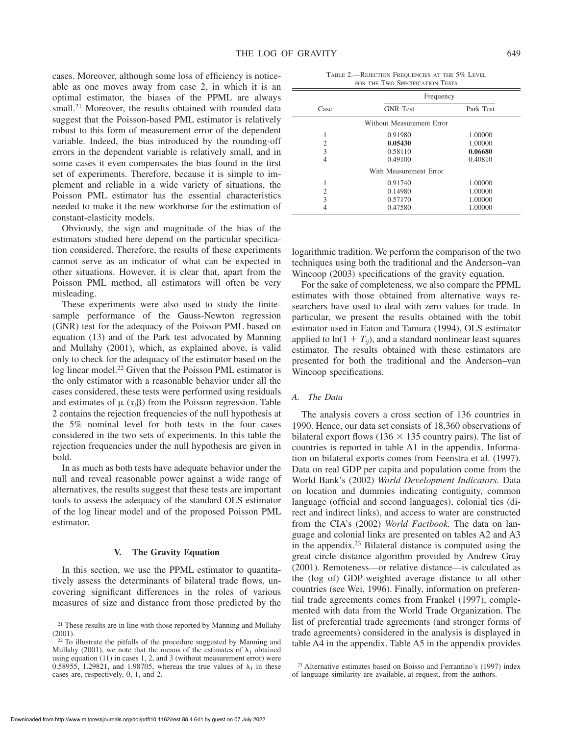cases. Moreover, although some loss of efficiency is noticeable as one moves away from case 2, in which it is an optimal estimator, the biases of the PPML are always small.[21] Moreover, the results obtained with rounded data suggest that the Poisson-based PML estimator is relatively robust to this form of measurement error of the dependent variable. Indeed, the bias introduced by the rounding-off errors in the dependent variable is relatively small, and in some cases it even compensates the bias found in the first set of experiments. Therefore, because it is simple to implement and reliable in a wide variety of situations, the Poisson PML estimator has the essential characteristics needed to make it the new workhorse for the estimation of constant-elasticity models.

Obviously, the sign and magnitude of the bias of the estimators studied here depend on the particular specification considered. Therefore, the results of these experiments cannot serve as an indicator of what can be expected in other situations. However, it is clear that, apart from the Poisson PML method, all estimators will often be very misleading.

These experiments were also used to study the finite-sample performance of the Gauss-Newton regression (GNR) test for the adequacy of the Poisson PML based on equation (13) and of the Park test advocated by Manning and Mullahy (2001), which, as explained above, is valid only to check for the adequacy of the estimator based on the log linear model.[22] Given that the Poisson PML estimator is the only estimator with a reasonable behavior under all the cases considered, these tests were performed using residuals and estimates of $\mu\,(x_i\beta)$ from the Poisson regression. Table 2 contains the rejection frequencies of the null hypothesis at the 5% nominal level for both tests in the four cases considered in the two sets of experiments. In this table the rejection frequencies under the null hypothesis are given in bold.

TABLE 2.—REJECTION FREQUENCIES AT THE 5% LEVEL FOR THE TWO SPECIFICATION TESTS

| | Frequency | |
|---|---|---|
| Case | GNR Test | Park Test |
| | Without Measurement Error | |
| 1 | 0.91980 | 1.00000 |
| 2 | **0.05430** | 1.00000 |
| 3 | 0.58110 | **0.06680** |
| 4 | 0.49100 | 0.40810 |
| | With Measurement Error | |
| 1 | 0.91740 | 1.00000 |
| 2 | 0.14980 | 1.00000 |
| 3 | 0.57170 | 1.00000 |
| 4 | 0.47580 | 1.00000 |

In as much as both tests have adequate behavior under the null and reveal reasonable power against a wide range of alternatives, the results suggest that these tests are important tools to assess the adequacy of the standard OLS estimator of the log linear model and of the proposed Poisson PML estimator.

## V. The Gravity Equation

In this section, we use the PPML estimator to quantitatively assess the determinants of bilateral trade flows, uncovering significant differences in the roles of various measures of size and distance from those predicted by the logarithmic tradition. We perform the comparison of the two techniques using both the traditional and the Anderson–van Wincoop (2003) specifications of the gravity equation.

For the sake of completeness, we also compare the PPML estimates with those obtained from alternative ways researchers have used to deal with zero values for trade. In particular, we present the results obtained with the tobit estimator used in Eaton and Tamura (1994), OLS estimator applied to $\ln(1 + T_{ij})$, and a standard nonlinear least squares estimator. The results obtained with these estimators are presented for both the traditional and the Anderson–van Wincoop specifications.

### A. The Data

The analysis covers a cross section of 136 countries in 1990. Hence, our data set consists of 18,360 observations of bilateral export flows ($136 \times 135$ country pairs). The list of countries is reported in table A1 in the appendix. Information on bilateral exports comes from Feenstra et al. (1997). Data on real GDP per capita and population come from the World Bank's (2002) *World Development Indicators.* Data on location and dummies indicating contiguity, common language (official and second languages), colonial ties (direct and indirect links), and access to water are constructed from the CIA's (2002) *World Factbook.* The data on language and colonial links are presented on tables A2 and A3 in the appendix.[23] Bilateral distance is computed using the great circle distance algorithm provided by Andrew Gray (2001). Remoteness—or relative distance—is calculated as the (log of) GDP-weighted average distance to all other countries (see Wei, 1996). Finally, information on preferential trade agreements comes from Frankel (1997), complemented with data from the World Trade Organization. The list of preferential trade agreements (and stronger forms of trade agreements) considered in the analysis is displayed in table A4 in the appendix. Table A5 in the appendix provides

[21] These results are in line with those reported by Manning and Mullahy (2001).

[22] To illustrate the pitfalls of the procedure suggested by Manning and Mullahy (2001), we note that the means of the estimates of $\lambda_1$ obtained using equation (11) in cases 1, 2, and 3 (without measurement error) were 0.58955, 1.29821, and 1.98705, whereas the true values of $\lambda_1$ in these cases are, respectively, 0, 1, and 2.

[23] Alternative estimates based on Boisso and Ferrantino's (1997) index of language similarity are available, at request, from the authors.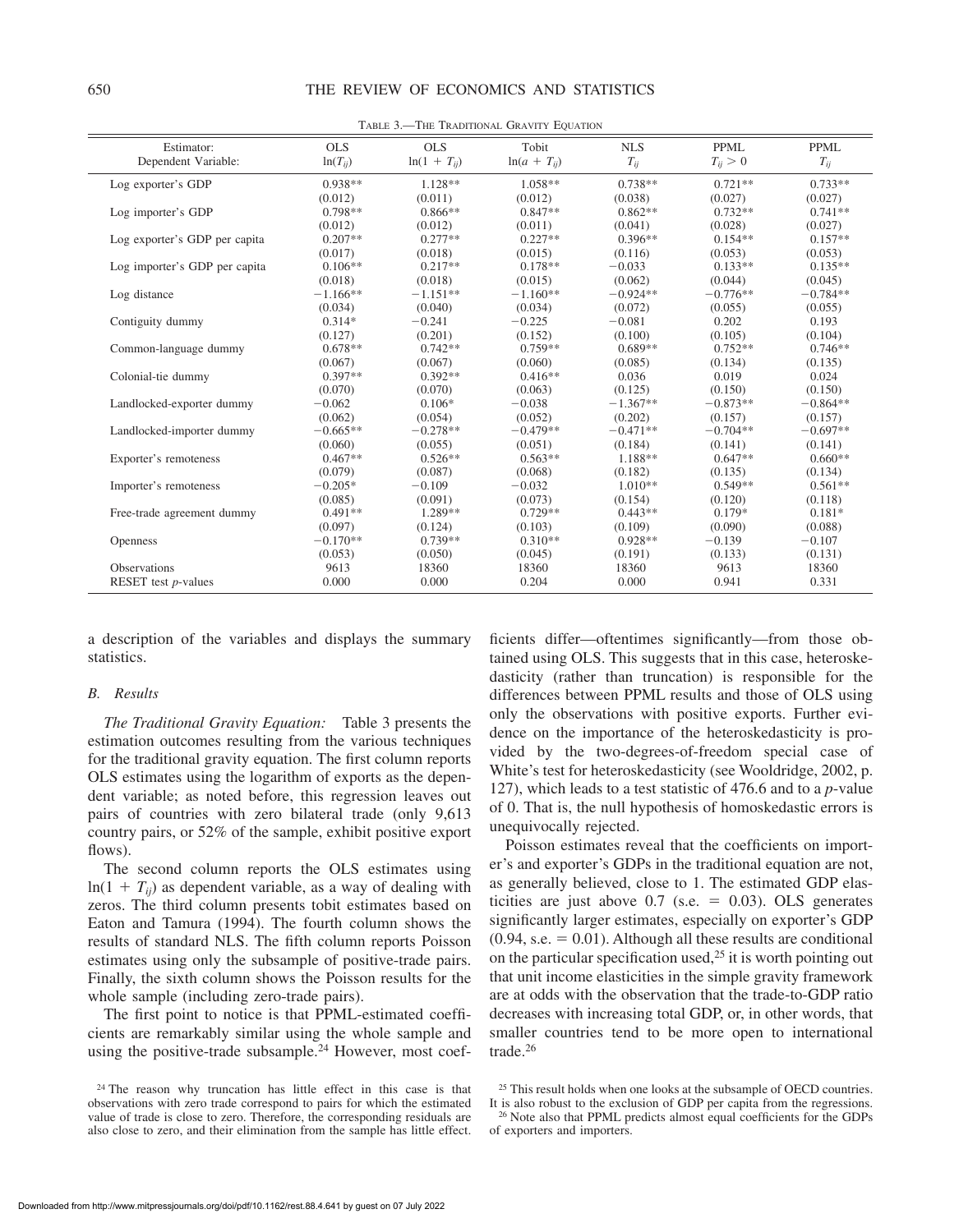TABLE 3.—THE TRADITIONAL GRAVITY EQUATION

| Estimator: | OLS | OLS | Tobit | NLS | PPML | PPML |
|---|---|---|---|---|---|---|
| Dependent Variable: | $\ln(T_{ij})$ | $\ln(1 + T_{ij})$ | $\ln(a + T_{ij})$ | $T_{ij}$ | $T_{ij} > 0$ | $T_{ij}$ |
| Log exporter's GDP | 0.938** | 1.128** | 1.058** | 0.738** | 0.721** | 0.733** |
| | (0.012) | (0.011) | (0.012) | (0.038) | (0.027) | (0.027) |
| Log importer's GDP | 0.798** | 0.866** | 0.847** | 0.862** | 0.732** | 0.741** |
| | (0.012) | (0.012) | (0.011) | (0.041) | (0.028) | (0.027) |
| Log exporter's GDP per capita | 0.207** | 0.277** | 0.227** | 0.396** | 0.154** | 0.157** |
| | (0.017) | (0.018) | (0.015) | (0.116) | (0.053) | (0.053) |
| Log importer's GDP per capita | 0.106** | 0.217** | 0.178** | −0.033 | 0.133** | 0.135** |
| | (0.018) | (0.018) | (0.015) | (0.062) | (0.044) | (0.045) |
| Log distance | −1.166** | −1.151** | −1.160** | −0.924** | −0.776** | −0.784** |
| | (0.034) | (0.040) | (0.034) | (0.072) | (0.055) | (0.055) |
| Contiguity dummy | 0.314* | −0.241 | −0.225 | −0.081 | 0.202 | 0.193 |
| | (0.127) | (0.201) | (0.152) | (0.100) | (0.105) | (0.104) |
| Common-language dummy | 0.678** | 0.742** | 0.759** | 0.689** | 0.752** | 0.746** |
| | (0.067) | (0.067) | (0.060) | (0.085) | (0.134) | (0.135) |
| Colonial-tie dummy | 0.397** | 0.392** | 0.416** | 0.036 | 0.019 | 0.024 |
| | (0.070) | (0.070) | (0.063) | (0.125) | (0.150) | (0.150) |
| Landlocked-exporter dummy | −0.062 | 0.106* | −0.038 | −1.367** | −0.873** | −0.864** |
| | (0.062) | (0.054) | (0.052) | (0.202) | (0.157) | (0.157) |
| Landlocked-importer dummy | −0.665** | −0.278** | −0.479** | −0.471** | −0.704** | −0.697** |
| | (0.060) | (0.055) | (0.051) | (0.184) | (0.141) | (0.141) |
| Exporter's remoteness | 0.467** | 0.526** | 0.563** | 1.188** | 0.647** | 0.660** |
| | (0.079) | (0.087) | (0.068) | (0.182) | (0.135) | (0.134) |
| Importer's remoteness | −0.205* | −0.109 | −0.032 | 1.010** | 0.549** | 0.561** |
| | (0.085) | (0.091) | (0.073) | (0.154) | (0.120) | (0.118) |
| Free-trade agreement dummy | 0.491** | 1.289** | 0.729** | 0.443** | 0.179* | 0.181* |
| | (0.097) | (0.124) | (0.103) | (0.109) | (0.090) | (0.088) |
| Openness | −0.170** | 0.739** | 0.310** | 0.928** | −0.139 | −0.107 |
| | (0.053) | (0.050) | (0.045) | (0.191) | (0.133) | (0.131) |
| Observations | 9613 | 18360 | 18360 | 18360 | 9613 | 18360 |
| RESET test *p*-values | 0.000 | 0.000 | 0.204 | 0.000 | 0.941 | 0.331 |

a description of the variables and displays the summary statistics.

### *B. Results*

*The Traditional Gravity Equation:* Table 3 presents the estimation outcomes resulting from the various techniques for the traditional gravity equation. The first column reports OLS estimates using the logarithm of exports as the dependent variable; as noted before, this regression leaves out pairs of countries with zero bilateral trade (only 9,613 country pairs, or 52% of the sample, exhibit positive export flows).

The second column reports the OLS estimates using $\ln(1 + T_{ij})$ as dependent variable, as a way of dealing with zeros. The third column presents tobit estimates based on Eaton and Tamura (1994). The fourth column shows the results of standard NLS. The fifth column reports Poisson estimates using only the subsample of positive-trade pairs. Finally, the sixth column shows the Poisson results for the whole sample (including zero-trade pairs).

The first point to notice is that PPML-estimated coefficients are remarkably similar using the whole sample and using the positive-trade subsample.[24] However, most coefficients differ—oftentimes significantly—from those obtained using OLS. This suggests that in this case, heteroskedasticity (rather than truncation) is responsible for the differences between PPML results and those of OLS using only the observations with positive exports. Further evidence on the importance of the heteroskedasticity is provided by the two-degrees-of-freedom special case of White's test for heteroskedasticity (see Wooldridge, 2002, p. 127), which leads to a test statistic of 476.6 and to a *p*-value of 0. That is, the null hypothesis of homoskedastic errors is unequivocally rejected.

Poisson estimates reveal that the coefficients on importer's and exporter's GDPs in the traditional equation are not, as generally believed, close to 1. The estimated GDP elasticities are just above 0.7 (s.e. = 0.03). OLS generates significantly larger estimates, especially on exporter's GDP (0.94, s.e. = 0.01). Although all these results are conditional on the particular specification used,[25] it is worth pointing out that unit income elasticities in the simple gravity framework are at odds with the observation that the trade-to-GDP ratio decreases with increasing total GDP, or, in other words, that smaller countries tend to be more open to international trade.[26]

[24] The reason why truncation has little effect in this case is that observations with zero trade correspond to pairs for which the estimated value of trade is close to zero. Therefore, the corresponding residuals are also close to zero, and their elimination from the sample has little effect.

[25] This result holds when one looks at the subsample of OECD countries. It is also robust to the exclusion of GDP per capita from the regressions.

[26] Note also that PPML predicts almost equal coefficients for the GDPs of exporters and importers.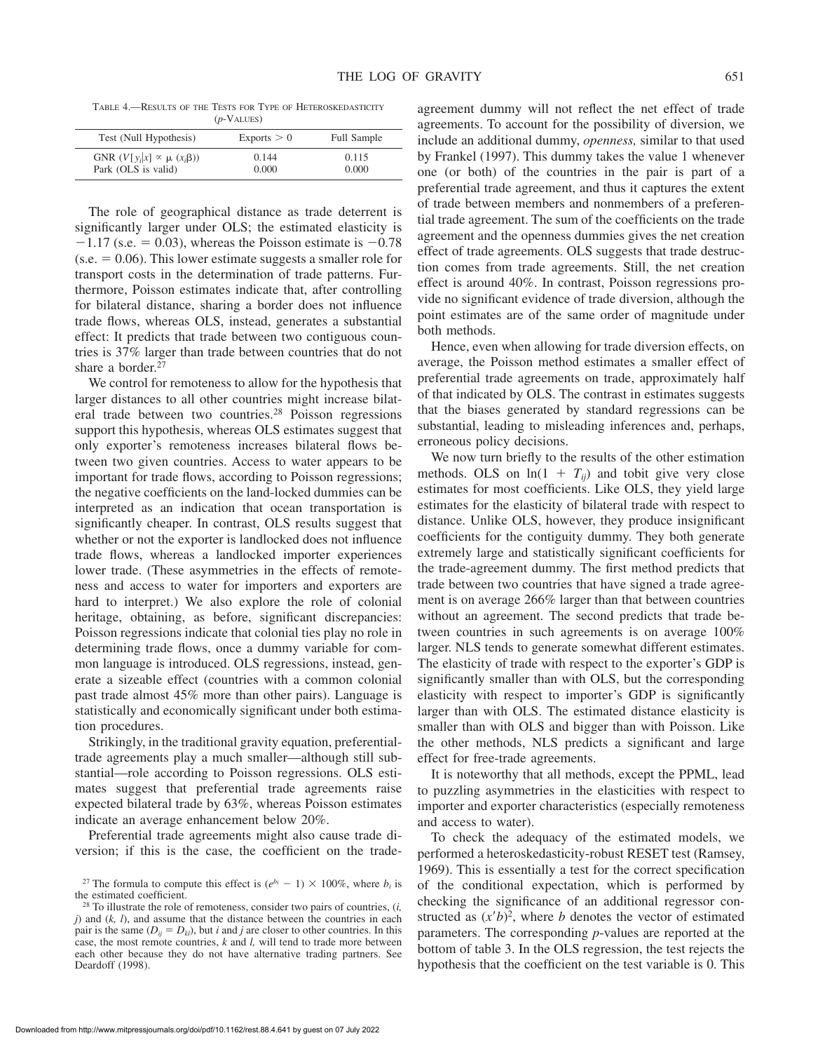TABLE 4.—RESULTS OF THE TESTS FOR TYPE OF HETEROSKEDASTICITY ($p$-VALUES)

| Test (Null Hypothesis) | Exports > 0 | Full Sample |
|---|---|---|
| GNR ($V[y_i \vert x] \propto \mu(x_i\beta)$) | 0.144 | 0.115 |
| Park (OLS is valid) | 0.000 | 0.000 |

The role of geographical distance as trade deterrent is significantly larger under OLS; the estimated elasticity is $-1.17$ (s.e. $= 0.03$), whereas the Poisson estimate is $-0.78$ (s.e. $= 0.06$). This lower estimate suggests a smaller role for transport costs in the determination of trade patterns. Furthermore, Poisson estimates indicate that, after controlling for bilateral distance, sharing a border does not influence trade flows, whereas OLS, instead, generates a substantial effect: It predicts that trade between two contiguous countries is 37% larger than trade between countries that do not share a border.[27]

We control for remoteness to allow for the hypothesis that larger distances to all other countries might increase bilateral trade between two countries.[28] Poisson regressions support this hypothesis, whereas OLS estimates suggest that only exporter's remoteness increases bilateral flows between two given countries. Access to water appears to be important for trade flows, according to Poisson regressions; the negative coefficients on the land-locked dummies can be interpreted as an indication that ocean transportation is significantly cheaper. In contrast, OLS results suggest that whether or not the exporter is landlocked does not influence trade flows, whereas a landlocked importer experiences lower trade. (These asymmetries in the effects of remoteness and access to water for importers and exporters are hard to interpret.) We also explore the role of colonial heritage, obtaining, as before, significant discrepancies: Poisson regressions indicate that colonial ties play no role in determining trade flows, once a dummy variable for common language is introduced. OLS regressions, instead, generate a sizeable effect (countries with a common colonial past trade almost 45% more than other pairs). Language is statistically and economically significant under both estimation procedures.

Strikingly, in the traditional gravity equation, preferential-trade agreements play a much smaller—although still substantial—role according to Poisson regressions. OLS estimates suggest that preferential trade agreements raise expected bilateral trade by 63%, whereas Poisson estimates indicate an average enhancement below 20%.

Preferential trade agreements might also cause trade diversion; if this is the case, the coefficient on the trade-agreement dummy will not reflect the net effect of trade agreements. To account for the possibility of diversion, we include an additional dummy, *openness,* similar to that used by Frankel (1997). This dummy takes the value 1 whenever one (or both) of the countries in the pair is part of a preferential trade agreement, and thus it captures the extent of trade between members and nonmembers of a preferential trade agreement. The sum of the coefficients on the trade agreement and the openness dummies gives the net creation effect of trade agreements. OLS suggests that trade destruction comes from trade agreements. Still, the net creation effect is around 40%. In contrast, Poisson regressions provide no significant evidence of trade diversion, although the point estimates are of the same order of magnitude under both methods.

Hence, even when allowing for trade diversion effects, on average, the Poisson method estimates a smaller effect of preferential trade agreements on trade, approximately half of that indicated by OLS. The contrast in estimates suggests that the biases generated by standard regressions can be substantial, leading to misleading inferences and, perhaps, erroneous policy decisions.

We now turn briefly to the results of the other estimation methods. OLS on $\ln(1 + T_{ij})$ and tobit give very close estimates for most coefficients. Like OLS, they yield large estimates for the elasticity of bilateral trade with respect to distance. Unlike OLS, however, they produce insignificant coefficients for the contiguity dummy. They both generate extremely large and statistically significant coefficients for the trade-agreement dummy. The first method predicts that trade between two countries that have signed a trade agreement is on average 266% larger than that between countries without an agreement. The second predicts that trade between countries in such agreements is on average 100% larger. NLS tends to generate somewhat different estimates. The elasticity of trade with respect to the exporter's GDP is significantly smaller than with OLS, but the corresponding elasticity with respect to importer's GDP is significantly larger than with OLS. The estimated distance elasticity is smaller than with OLS and bigger than with Poisson. Like the other methods, NLS predicts a significant and large effect for free-trade agreements.

It is noteworthy that all methods, except the PPML, lead to puzzling asymmetries in the elasticities with respect to importer and exporter characteristics (especially remoteness and access to water).

To check the adequacy of the estimated models, we performed a heteroskedasticity-robust RESET test (Ramsey, 1969). This is essentially a test for the correct specification of the conditional expectation, which is performed by checking the significance of an additional regressor constructed as $(x'b)^2$, where $b$ denotes the vector of estimated parameters. The corresponding $p$-values are reported at the bottom of table 3. In the OLS regression, the test rejects the hypothesis that the coefficient on the test variable is 0. This

[27] The formula to compute this effect is $(e^{b_i} - 1) \times 100\%$, where $b_i$ is the estimated coefficient.

[28] To illustrate the role of remoteness, consider two pairs of countries, $(i, j)$ and $(k, l)$, and assume that the distance between the countries in each pair is the same ($D_{ij} = D_{kl}$), but $i$ and $j$ are closer to other countries. In this case, the most remote countries, $k$ and $l$, will tend to trade more between each other because they do not have alternative trading partners. See Deardoff (1998).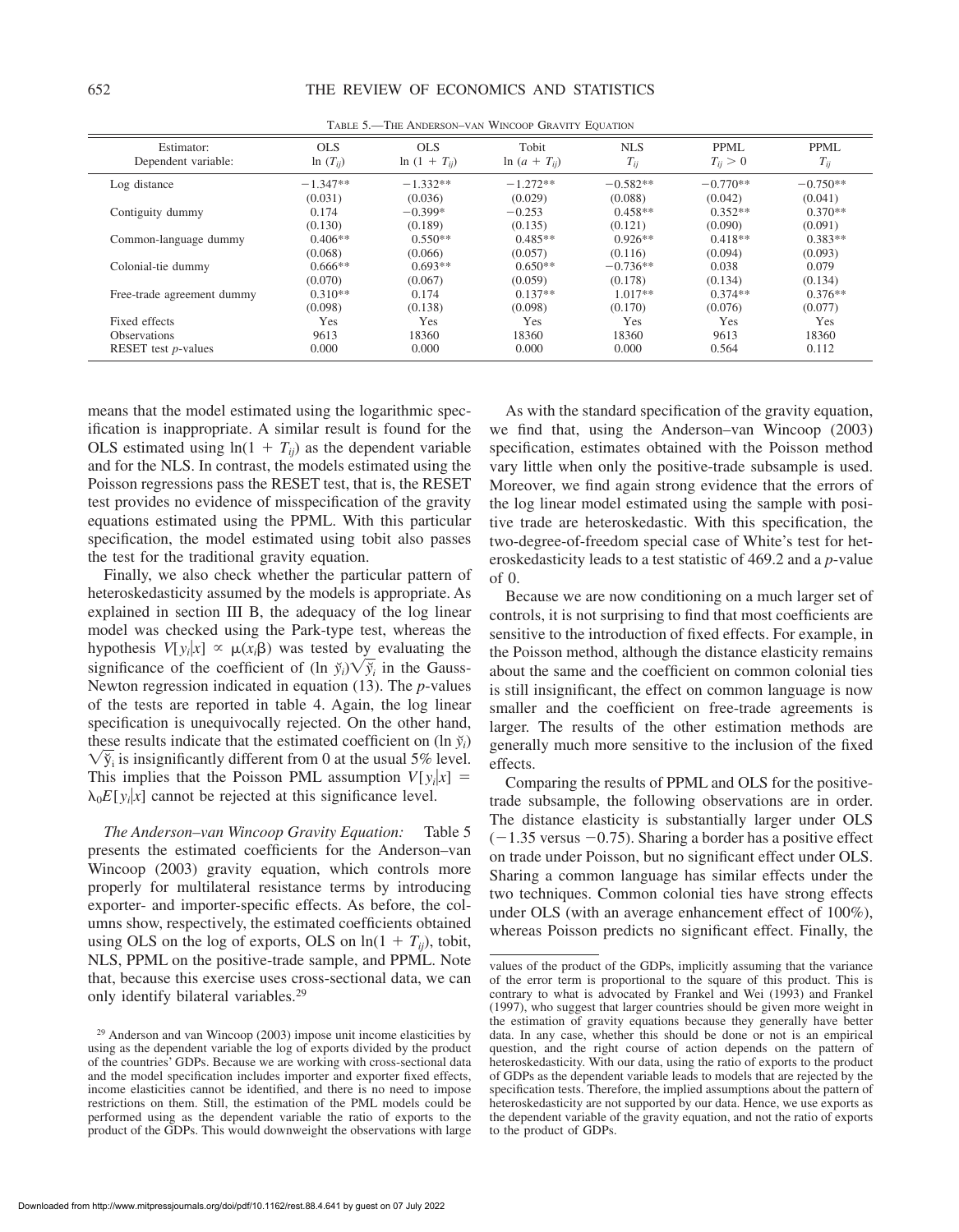TABLE 5.—THE ANDERSON–VAN WINCOOP GRAVITY EQUATION

| Estimator: | OLS | OLS | Tobit | NLS | PPML | PPML |
|---|---|---|---|---|---|---|
| Dependent variable: | $\ln (T_{ij})$ | $\ln (1 + T_{ij})$ | $\ln (a + T_{ij})$ | $T_{ij}$ | $T_{ij} > 0$ | $T_{ij}$ |
| Log distance | −1.347** | −1.332** | −1.272** | −0.582** | −0.770** | −0.750** |
| | (0.031) | (0.036) | (0.029) | (0.088) | (0.042) | (0.041) |
| Contiguity dummy | 0.174 | −0.399* | −0.253 | 0.458** | 0.352** | 0.370** |
| | (0.130) | (0.189) | (0.135) | (0.121) | (0.090) | (0.091) |
| Common-language dummy | 0.406** | 0.550** | 0.485** | 0.926** | 0.418** | 0.383** |
| | (0.068) | (0.066) | (0.057) | (0.116) | (0.094) | (0.093) |
| Colonial-tie dummy | 0.666** | 0.693** | 0.650** | −0.736** | 0.038 | 0.079 |
| | (0.070) | (0.067) | (0.059) | (0.178) | (0.134) | (0.134) |
| Free-trade agreement dummy | 0.310** | 0.174 | 0.137** | 1.017** | 0.374** | 0.376** |
| | (0.098) | (0.138) | (0.098) | (0.170) | (0.076) | (0.077) |
| Fixed effects | Yes | Yes | Yes | Yes | Yes | Yes |
| Observations | 9613 | 18360 | 18360 | 18360 | 9613 | 18360 |
| RESET test *p*-values | 0.000 | 0.000 | 0.000 | 0.000 | 0.564 | 0.112 |

means that the model estimated using the logarithmic specification is inappropriate. A similar result is found for the OLS estimated using $\ln(1 + T_{ij})$ as the dependent variable and for the NLS. In contrast, the models estimated using the Poisson regressions pass the RESET test, that is, the RESET test provides no evidence of misspecification of the gravity equations estimated using the PPML. With this particular specification, the model estimated using tobit also passes the test for the traditional gravity equation.

Finally, we also check whether the particular pattern of heteroskedasticity assumed by the models is appropriate. As explained in section III B, the adequacy of the log linear model was checked using the Park-type test, whereas the hypothesis $V[y_i|x] \propto \mu(x_i\beta)$ was tested by evaluating the significance of the coefficient of $(\ln \breve{y}_i)\sqrt{\breve{y}_i}$ in the Gauss-Newton regression indicated in equation (13). The *p*-values of the tests are reported in table 4. Again, the log linear specification is unequivocally rejected. On the other hand, these results indicate that the estimated coefficient on $(\ln \breve{y}_i)\sqrt{\breve{y}_i}$ is insignificantly different from 0 at the usual 5% level. This implies that the Poisson PML assumption $V[y_i|x] = \lambda_0 E[y_i|x]$ cannot be rejected at this significance level.

*The Anderson–van Wincoop Gravity Equation:* Table 5 presents the estimated coefficients for the Anderson–van Wincoop (2003) gravity equation, which controls more properly for multilateral resistance terms by introducing exporter- and importer-specific effects. As before, the columns show, respectively, the estimated coefficients obtained using OLS on the log of exports, OLS on $\ln(1 + T_{ij})$, tobit, NLS, PPML on the positive-trade sample, and PPML. Note that, because this exercise uses cross-sectional data, we can only identify bilateral variables.[29]

As with the standard specification of the gravity equation, we find that, using the Anderson–van Wincoop (2003) specification, estimates obtained with the Poisson method vary little when only the positive-trade subsample is used. Moreover, we find again strong evidence that the errors of the log linear model estimated using the sample with positive trade are heteroskedastic. With this specification, the two-degree-of-freedom special case of White's test for heteroskedasticity leads to a test statistic of 469.2 and a *p*-value of 0.

Because we are now conditioning on a much larger set of controls, it is not surprising to find that most coefficients are sensitive to the introduction of fixed effects. For example, in the Poisson method, although the distance elasticity remains about the same and the coefficient on common colonial ties is still insignificant, the effect on common language is now smaller and the coefficient on free-trade agreements is larger. The results of the other estimation methods are generally much more sensitive to the inclusion of the fixed effects.

Comparing the results of PPML and OLS for the positive-trade subsample, the following observations are in order. The distance elasticity is substantially larger under OLS (−1.35 versus −0.75). Sharing a border has a positive effect on trade under Poisson, but no significant effect under OLS. Sharing a common language has similar effects under the two techniques. Common colonial ties have strong effects under OLS (with an average enhancement effect of 100%), whereas Poisson predicts no significant effect. Finally, the

[29] Anderson and van Wincoop (2003) impose unit income elasticities by using as the dependent variable the log of exports divided by the product of the countries' GDPs. Because we are working with cross-sectional data and the model specification includes importer and exporter fixed effects, income elasticities cannot be identified, and there is no need to impose restrictions on them. Still, the estimation of the PML models could be performed using as the dependent variable the ratio of exports to the product of the GDPs. This would downweight the observations with large values of the product of the GDPs, implicitly assuming that the variance of the error term is proportional to the square of this product. This is contrary to what is advocated by Frankel and Wei (1993) and Frankel (1997), who suggest that larger countries should be given more weight in the estimation of gravity equations because they generally have better data. In any case, whether this should be done or not is an empirical question, and the right course of action depends on the pattern of heteroskedasticity. With our data, using the ratio of exports to the product of GDPs as the dependent variable leads to models that are rejected by the specification tests. Therefore, the implied assumptions about the pattern of heteroskedasticity are not supported by our data. Hence, we use exports as the dependent variable of the gravity equation, and not the ratio of exports to the product of GDPs.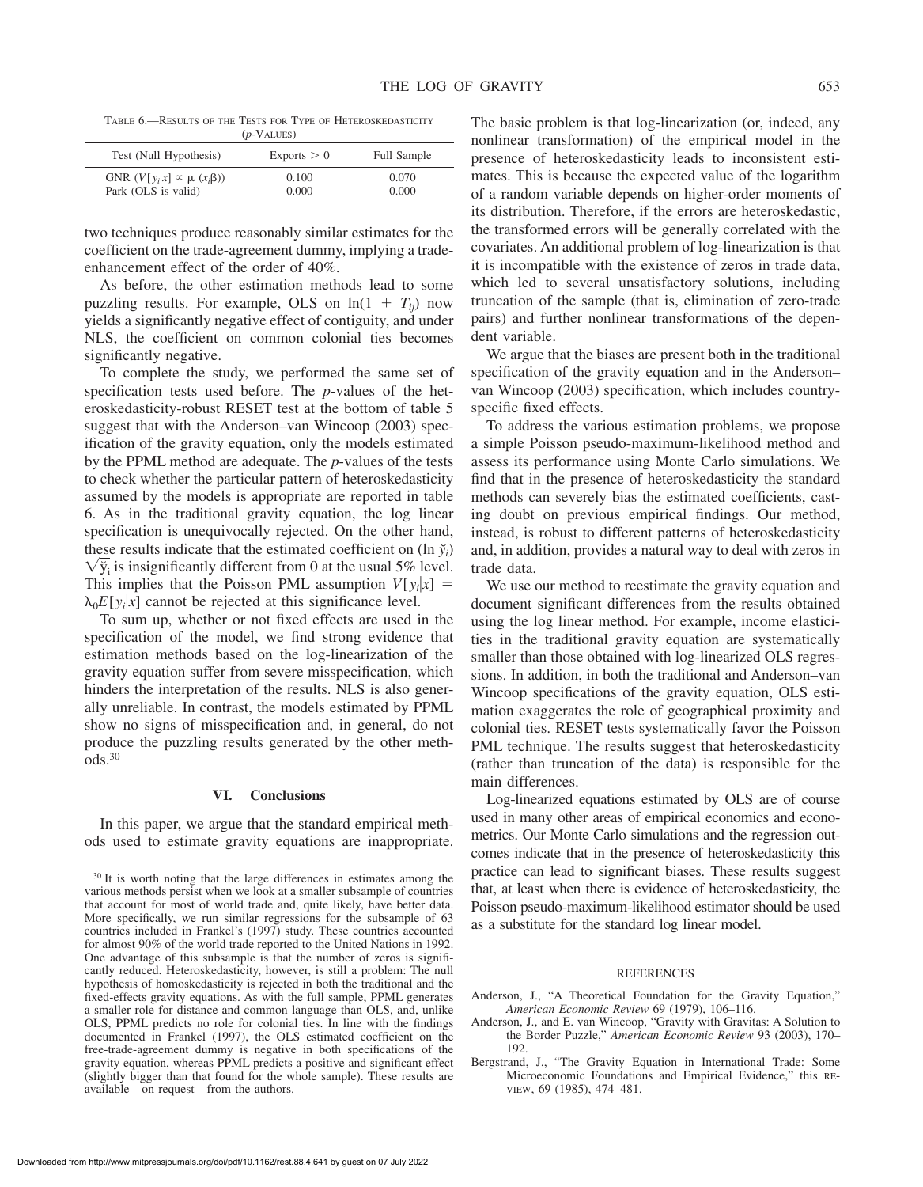TABLE 6.—RESULTS OF THE TESTS FOR TYPE OF HETEROSKEDASTICITY ($p$-VALUES)

| Test (Null Hypothesis) | Exports > 0 | Full Sample |
|---|---|---|
| GNR ($V[y_i\|x] \propto \mu\ (x_i\beta)$) | 0.100 | 0.070 |
| Park (OLS is valid) | 0.000 | 0.000 |

two techniques produce reasonably similar estimates for the coefficient on the trade-agreement dummy, implying a trade-enhancement effect of the order of 40%.

As before, the other estimation methods lead to some puzzling results. For example, OLS on $\ln(1 + T_{ij})$ now yields a significantly negative effect of contiguity, and under NLS, the coefficient on common colonial ties becomes significantly negative.

To complete the study, we performed the same set of specification tests used before. The $p$-values of the heteroskedasticity-robust RESET test at the bottom of table 5 suggest that with the Anderson–van Wincoop (2003) specification of the gravity equation, only the models estimated by the PPML method are adequate. The $p$-values of the tests to check whether the particular pattern of heteroskedasticity assumed by the models is appropriate are reported in table 6. As in the traditional gravity equation, the log linear specification is unequivocally rejected. On the other hand, these results indicate that the estimated coefficient on $(\ln \breve{y}_i)\sqrt{\breve{y}_i}$ is insignificantly different from 0 at the usual 5% level. This implies that the Poisson PML assumption $V[y_i|x] = \lambda_0 E[y_i|x]$ cannot be rejected at this significance level.

To sum up, whether or not fixed effects are used in the specification of the model, we find strong evidence that estimation methods based on the log-linearization of the gravity equation suffer from severe misspecification, which hinders the interpretation of the results. NLS is also generally unreliable. In contrast, the models estimated by PPML show no signs of misspecification and, in general, do not produce the puzzling results generated by the other methods.[30]

## VI. Conclusions

In this paper, we argue that the standard empirical methods used to estimate gravity equations are inappropriate. The basic problem is that log-linearization (or, indeed, any nonlinear transformation) of the empirical model in the presence of heteroskedasticity leads to inconsistent estimates. This is because the expected value of the logarithm of a random variable depends on higher-order moments of its distribution. Therefore, if the errors are heteroskedastic, the transformed errors will be generally correlated with the covariates. An additional problem of log-linearization is that it is incompatible with the existence of zeros in trade data, which led to several unsatisfactory solutions, including truncation of the sample (that is, elimination of zero-trade pairs) and further nonlinear transformations of the dependent variable.

We argue that the biases are present both in the traditional specification of the gravity equation and in the Anderson–van Wincoop (2003) specification, which includes country-specific fixed effects.

To address the various estimation problems, we propose a simple Poisson pseudo-maximum-likelihood method and assess its performance using Monte Carlo simulations. We find that in the presence of heteroskedasticity the standard methods can severely bias the estimated coefficients, casting doubt on previous empirical findings. Our method, instead, is robust to different patterns of heteroskedasticity and, in addition, provides a natural way to deal with zeros in trade data.

We use our method to reestimate the gravity equation and document significant differences from the results obtained using the log linear method. For example, income elasticities in the traditional gravity equation are systematically smaller than those obtained with log-linearized OLS regressions. In addition, in both the traditional and Anderson–van Wincoop specifications of the gravity equation, OLS estimation exaggerates the role of geographical proximity and colonial ties. RESET tests systematically favor the Poisson PML technique. The results suggest that heteroskedasticity (rather than truncation of the data) is responsible for the main differences.

Log-linearized equations estimated by OLS are of course used in many other areas of empirical economics and econometrics. Our Monte Carlo simulations and the regression outcomes indicate that in the presence of heteroskedasticity this practice can lead to significant biases. These results suggest that, at least when there is evidence of heteroskedasticity, the Poisson pseudo-maximum-likelihood estimator should be used as a substitute for the standard log linear model.

[30] It is worth noting that the large differences in estimates among the various methods persist when we look at a smaller subsample of countries that account for most of world trade and, quite likely, have better data. More specifically, we run similar regressions for the subsample of 63 countries included in Frankel's (1997) study. These countries accounted for almost 90% of the world trade reported to the United Nations in 1992. One advantage of this subsample is that the number of zeros is significantly reduced. Heteroskedasticity, however, is still a problem: The null hypothesis of homoskedasticity is rejected in both the traditional and the fixed-effects gravity equations. As with the full sample, PPML generates a smaller role for distance and common language than OLS, and, unlike OLS, PPML predicts no role for colonial ties. In line with the findings documented in Frankel (1997), the OLS estimated coefficient on the free-trade-agreement dummy is negative in both specifications of the gravity equation, whereas PPML predicts a positive and significant effect (slightly bigger than that found for the whole sample). These results are available—on request—from the authors.

### REFERENCES

Anderson, J., "A Theoretical Foundation for the Gravity Equation," *American Economic Review* 69 (1979), 106–116.

Anderson, J., and E. van Wincoop, "Gravity with Gravitas: A Solution to the Border Puzzle," *American Economic Review* 93 (2003), 170–192.

Bergstrand, J., "The Gravity Equation in International Trade: Some Microeconomic Foundations and Empirical Evidence," this REVIEW, 69 (1985), 474–481.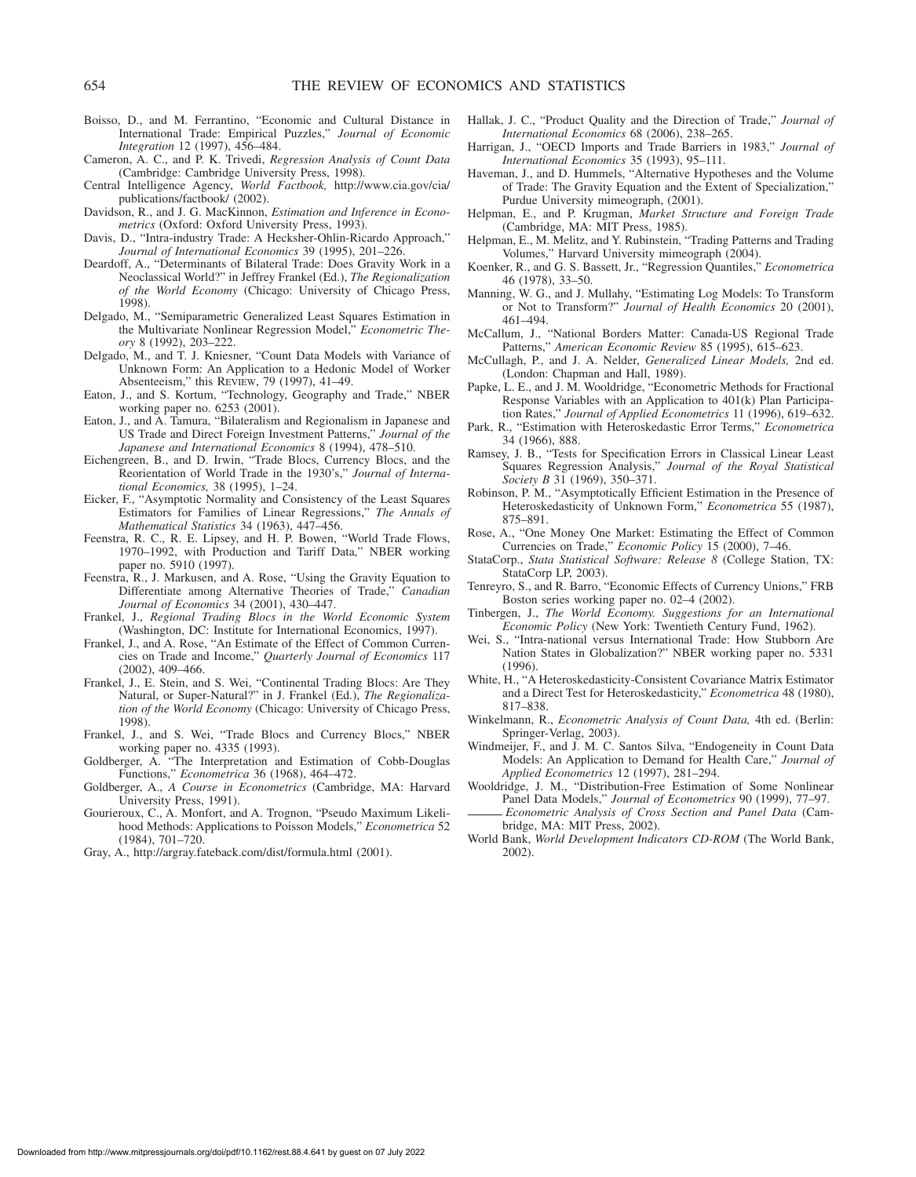Boisso, D., and M. Ferrantino, "Economic and Cultural Distance in International Trade: Empirical Puzzles," *Journal of Economic Integration* 12 (1997), 456–484.

Cameron, A. C., and P. K. Trivedi, *Regression Analysis of Count Data* (Cambridge: Cambridge University Press, 1998).

Central Intelligence Agency, *World Factbook,* http://www.cia.gov/cia/publications/factbook/ (2002).

Davidson, R., and J. G. MacKinnon, *Estimation and Inference in Econometrics* (Oxford: Oxford University Press, 1993).

Davis, D., "Intra-industry Trade: A Heckscher-Ohlin-Ricardo Approach," *Journal of International Economics* 39 (1995), 201–226.

Deardoff, A., "Determinants of Bilateral Trade: Does Gravity Work in a Neoclassical World?" in Jeffrey Frankel (Ed.), *The Regionalization of the World Economy* (Chicago: University of Chicago Press, 1998).

Delgado, M., "Semiparametric Generalized Least Squares Estimation in the Multivariate Nonlinear Regression Model," *Econometric Theory* 8 (1992), 203–222.

Delgado, M., and T. J. Kniesner, "Count Data Models with Variance of Unknown Form: An Application to a Hedonic Model of Worker Absenteeism," this REVIEW, 79 (1997), 41–49.

Eaton, J., and S. Kortum, "Technology, Geography and Trade," NBER working paper no. 6253 (2001).

Eaton, J., and A. Tamura, "Bilateralism and Regionalism in Japanese and US Trade and Direct Foreign Investment Patterns," *Journal of the Japanese and International Economics* 8 (1994), 478–510.

Eichengreen, B., and D. Irwin, "Trade Blocs, Currency Blocs, and the Reorientation of World Trade in the 1930's," *Journal of International Economics,* 38 (1995), 1–24.

Eicker, F., "Asymptotic Normality and Consistency of the Least Squares Estimators for Families of Linear Regressions," *The Annals of Mathematical Statistics* 34 (1963), 447–456.

Feenstra, R. C., R. E. Lipsey, and H. P. Bowen, "World Trade Flows, 1970–1992, with Production and Tariff Data," NBER working paper no. 5910 (1997).

Feenstra, R., J. Markusen, and A. Rose, "Using the Gravity Equation to Differentiate among Alternative Theories of Trade," *Canadian Journal of Economics* 34 (2001), 430–447.

Frankel, J., *Regional Trading Blocs in the World Economic System* (Washington, DC: Institute for International Economics, 1997).

Frankel, J., and A. Rose, "An Estimate of the Effect of Common Currencies on Trade and Income," *Quarterly Journal of Economics* 117 (2002), 409–466.

Frankel, J., E. Stein, and S. Wei, "Continental Trading Blocs: Are They Natural, or Super-Natural?" in J. Frankel (Ed.), *The Regionalization of the World Economy* (Chicago: University of Chicago Press, 1998).

Frankel, J., and S. Wei, "Trade Blocs and Currency Blocs," NBER working paper no. 4335 (1993).

Goldberger, A. "The Interpretation and Estimation of Cobb-Douglas Functions," *Econometrica* 36 (1968), 464–472.

Goldberger, A., *A Course in Econometrics* (Cambridge, MA: Harvard University Press, 1991).

Gourieroux, C., A. Monfort, and A. Trognon, "Pseudo Maximum Likelihood Methods: Applications to Poisson Models," *Econometrica* 52 (1984), 701–720.

Gray, A., http://argray.fateback.com/dist/formula.html (2001).

Hallak, J. C., "Product Quality and the Direction of Trade," *Journal of International Economics* 68 (2006), 238–265.

Harrigan, J., "OECD Imports and Trade Barriers in 1983," *Journal of International Economics* 35 (1993), 95–111.

Haveman, J., and D. Hummels, "Alternative Hypotheses and the Volume of Trade: The Gravity Equation and the Extent of Specialization," Purdue University mimeograph, (2001).

Helpman, E., and P. Krugman, *Market Structure and Foreign Trade* (Cambridge, MA: MIT Press, 1985).

Helpman, E., M. Melitz, and Y. Rubinstein, "Trading Patterns and Trading Volumes," Harvard University mimeograph (2004).

Koenker, R., and G. S. Bassett, Jr., "Regression Quantiles," *Econometrica* 46 (1978), 33–50.

Manning, W. G., and J. Mullahy, "Estimating Log Models: To Transform or Not to Transform?" *Journal of Health Economics* 20 (2001), 461–494.

McCallum, J., "National Borders Matter: Canada-US Regional Trade Patterns," *American Economic Review* 85 (1995), 615–623.

McCullagh, P., and J. A. Nelder, *Generalized Linear Models,* 2nd ed. (London: Chapman and Hall, 1989).

Papke, L. E., and J. M. Wooldridge, "Econometric Methods for Fractional Response Variables with an Application to 401(k) Plan Participation Rates," *Journal of Applied Econometrics* 11 (1996), 619–632.

Park, R., "Estimation with Heteroskedastic Error Terms," *Econometrica* 34 (1966), 888.

Ramsey, J. B., "Tests for Specification Errors in Classical Linear Least Squares Regression Analysis," *Journal of the Royal Statistical Society B* 31 (1969), 350–371.

Robinson, P. M., "Asymptotically Efficient Estimation in the Presence of Heteroskedasticity of Unknown Form," *Econometrica* 55 (1987), 875–891.

Rose, A., "One Money One Market: Estimating the Effect of Common Currencies on Trade," *Economic Policy* 15 (2000), 7–46.

StataCorp., *Stata Statistical Software: Release 8* (College Station, TX: StataCorp LP, 2003).

Tenreyro, S., and R. Barro, "Economic Effects of Currency Unions," FRB Boston series working paper no. 02–4 (2002).

Tinbergen, J., *The World Economy. Suggestions for an International Economic Policy* (New York: Twentieth Century Fund, 1962).

Wei, S., "Intra-national versus International Trade: How Stubborn Are Nation States in Globalization?" NBER working paper no. 5331 (1996).

White, H., "A Heteroskedasticity-Consistent Covariance Matrix Estimator and a Direct Test for Heteroskedasticity," *Econometrica* 48 (1980), 817–838.

Winkelmann, R., *Econometric Analysis of Count Data,* 4th ed. (Berlin: Springer-Verlag, 2003).

Windmeijer, F., and J. M. C. Santos Silva, "Endogeneity in Count Data Models: An Application to Demand for Health Care," *Journal of Applied Econometrics* 12 (1997), 281–294.

Wooldridge, J. M., "Distribution-Free Estimation of Some Nonlinear Panel Data Models," *Journal of Econometrics* 90 (1999), 77–97.

——— *Econometric Analysis of Cross Section and Panel Data* (Cambridge, MA: MIT Press, 2002).

World Bank, *World Development Indicators CD-ROM* (The World Bank, 2002).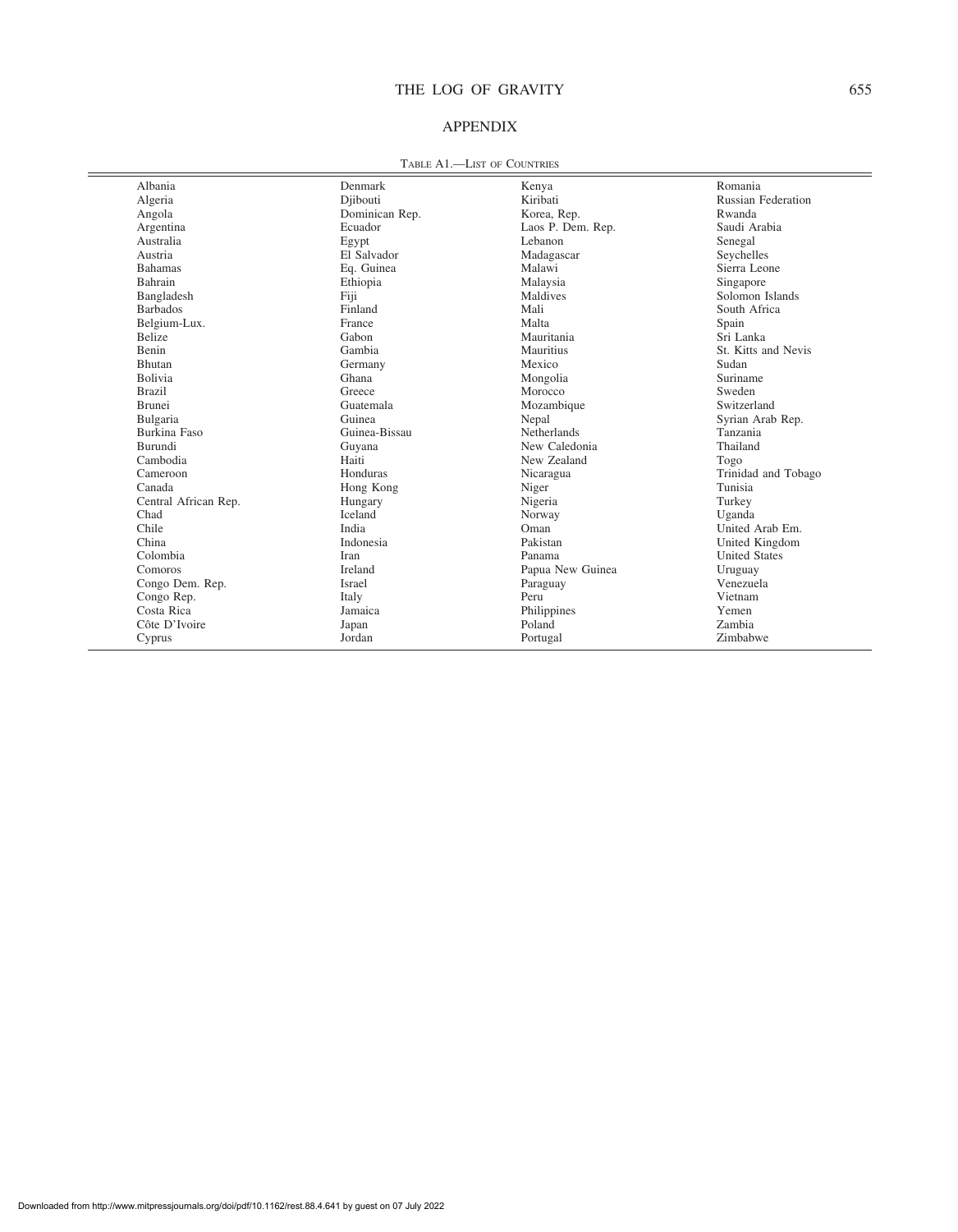## APPENDIX

TABLE A1.—LIST OF COUNTRIES

| | | | |
|---|---|---|---|
| Albania | Denmark | Kenya | Romania |
| Algeria | Djibouti | Kiribati | Russian Federation |
| Angola | Dominican Rep. | Korea, Rep. | Rwanda |
| Argentina | Ecuador | Laos P. Dem. Rep. | Saudi Arabia |
| Australia | Egypt | Lebanon | Senegal |
| Austria | El Salvador | Madagascar | Seychelles |
| Bahamas | Eq. Guinea | Malawi | Sierra Leone |
| Bahrain | Ethiopia | Malaysia | Singapore |
| Bangladesh | Fiji | Maldives | Solomon Islands |
| Barbados | Finland | Mali | South Africa |
| Belgium-Lux. | France | Malta | Spain |
| Belize | Gabon | Mauritania | Sri Lanka |
| Benin | Gambia | Mauritius | St. Kitts and Nevis |
| Bhutan | Germany | Mexico | Sudan |
| Bolivia | Ghana | Mongolia | Suriname |
| Brazil | Greece | Morocco | Sweden |
| Brunei | Guatemala | Mozambique | Switzerland |
| Bulgaria | Guinea | Nepal | Syrian Arab Rep. |
| Burkina Faso | Guinea-Bissau | Netherlands | Tanzania |
| Burundi | Guyana | New Caledonia | Thailand |
| Cambodia | Haiti | New Zealand | Togo |
| Cameroon | Honduras | Nicaragua | Trinidad and Tobago |
| Canada | Hong Kong | Niger | Tunisia |
| Central African Rep. | Hungary | Nigeria | Turkey |
| Chad | Iceland | Norway | Uganda |
| Chile | India | Oman | United Arab Em. |
| China | Indonesia | Pakistan | United Kingdom |
| Colombia | Iran | Panama | United States |
| Comoros | Ireland | Papua New Guinea | Uruguay |
| Congo Dem. Rep. | Israel | Paraguay | Venezuela |
| Congo Rep. | Italy | Peru | Vietnam |
| Costa Rica | Jamaica | Philippines | Yemen |
| Côte D'Ivoire | Japan | Poland | Zambia |
| Cyprus | Jordan | Portugal | Zimbabwe |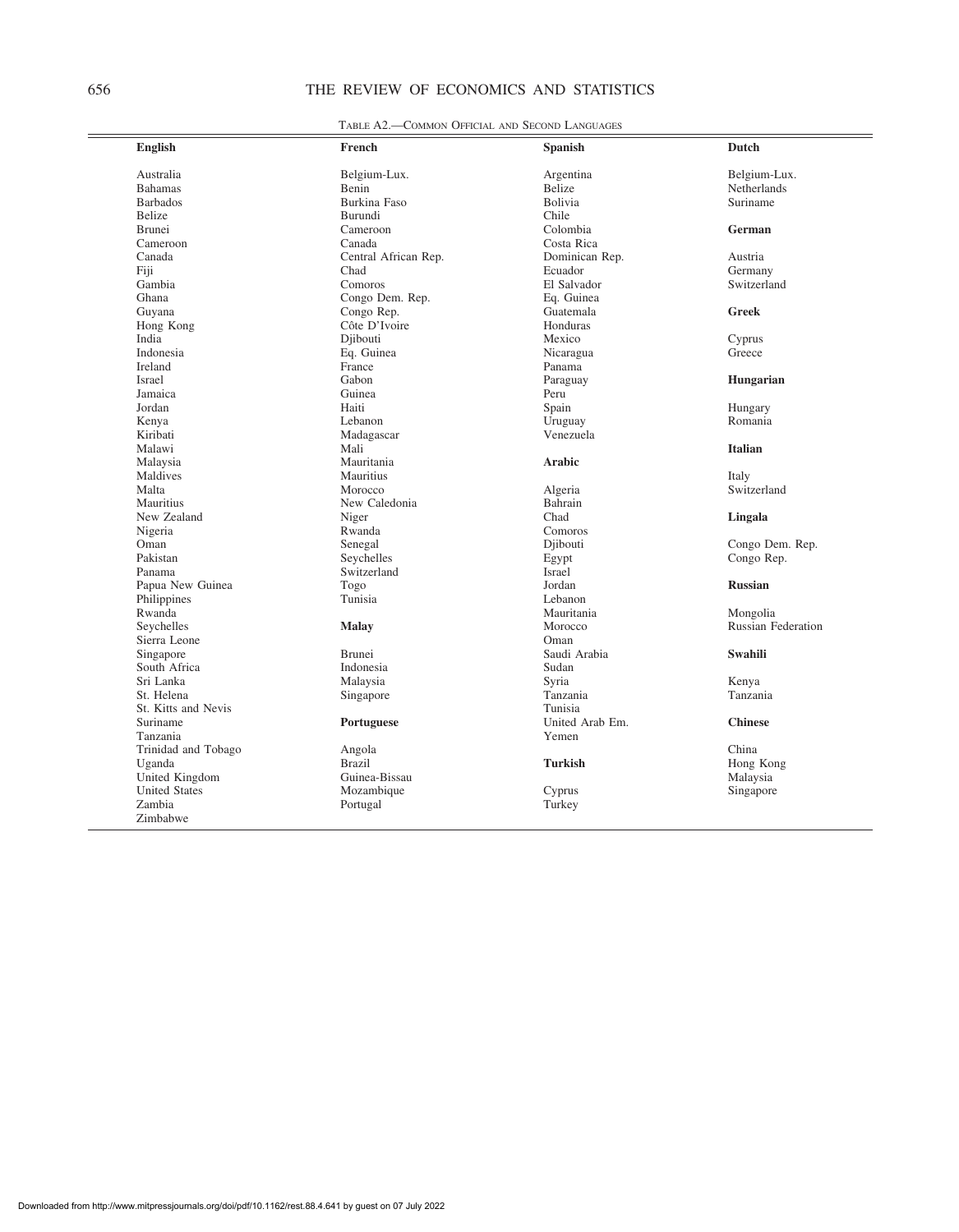TABLE A2.—COMMON OFFICIAL AND SECOND LANGUAGES

| English | French | Spanish | Dutch |
|---|---|---|---|
| Australia | Belgium-Lux. | Argentina | Belgium-Lux. |
| Bahamas | Benin | Belize | Netherlands |
| Barbados | Burkina Faso | Bolivia | Suriname |
| Belize | Burundi | Chile | |
| Brunei | Cameroon | Colombia | **German** |
| Cameroon | Canada | Costa Rica | |
| Canada | Central African Rep. | Dominican Rep. | Austria |
| Fiji | Chad | Ecuador | Germany |
| Gambia | Comoros | El Salvador | Switzerland |
| Ghana | Congo Dem. Rep. | Eq. Guinea | |
| Guyana | Congo Rep. | Guatemala | **Greek** |
| Hong Kong | Côte D'Ivoire | Honduras | |
| India | Djibouti | Mexico | Cyprus |
| Indonesia | Eq. Guinea | Nicaragua | Greece |
| Ireland | France | Panama | |
| Israel | Gabon | Paraguay | **Hungarian** |
| Jamaica | Guinea | Peru | |
| Jordan | Haiti | Spain | Hungary |
| Kenya | Lebanon | Uruguay | Romania |
| Kiribati | Madagascar | Venezuela | |
| Malawi | Mali | | **Italian** |
| Malaysia | Mauritania | **Arabic** | |
| Maldives | Mauritius | | Italy |
| Malta | Morocco | Algeria | Switzerland |
| Mauritius | New Caledonia | Bahrain | |
| New Zealand | Niger | Chad | **Lingala** |
| Nigeria | Rwanda | Comoros | |
| Oman | Senegal | Djibouti | Congo Dem. Rep. |
| Pakistan | Seychelles | Egypt | Congo Rep. |
| Panama | Switzerland | Israel | |
| Papua New Guinea | Togo | Jordan | **Russian** |
| Philippines | Tunisia | Lebanon | |
| Rwanda | | Mauritania | Mongolia |
| Seychelles | **Malay** | Morocco | Russian Federation |
| Sierra Leone | | Oman | |
| Singapore | Brunei | Saudi Arabia | **Swahili** |
| South Africa | Indonesia | Sudan | |
| Sri Lanka | Malaysia | Syria | Kenya |
| St. Helena | Singapore | Tanzania | Tanzania |
| St. Kitts and Nevis | | Tunisia | |
| Suriname | **Portuguese** | United Arab Em. | **Chinese** |
| Tanzania | | Yemen | |
| Trinidad and Tobago | Angola | | China |
| Uganda | Brazil | **Turkish** | Hong Kong |
| United Kingdom | Guinea-Bissau | | Malaysia |
| United States | Mozambique | Cyprus | Singapore |
| Zambia | Portugal | Turkey | |
| Zimbabwe | | | |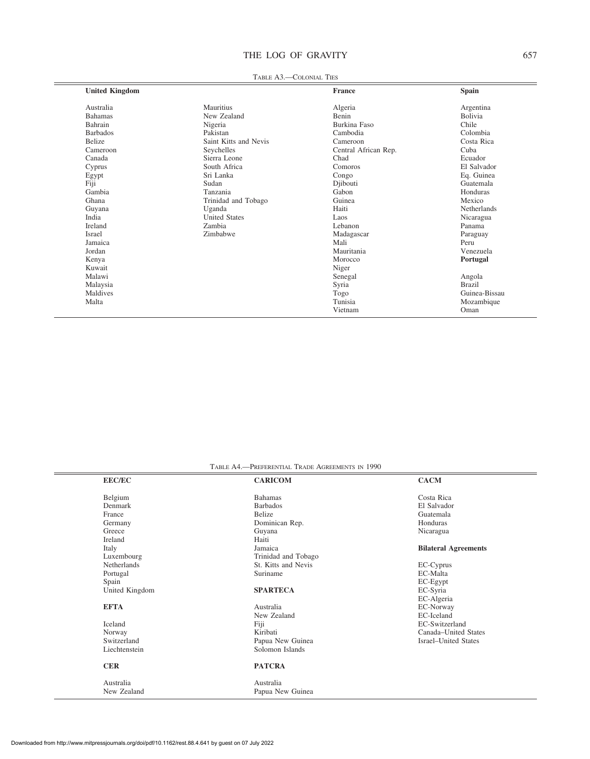TABLE A3.—COLONIAL TIES

| United Kingdom | | France | Spain |
|---|---|---|---|
| Australia | Mauritius | Algeria | Argentina |
| Bahamas | New Zealand | Benin | Bolivia |
| Bahrain | Nigeria | Burkina Faso | Chile |
| Barbados | Pakistan | Cambodia | Colombia |
| Belize | Saint Kitts and Nevis | Cameroon | Costa Rica |
| Cameroon | Seychelles | Central African Rep. | Cuba |
| Canada | Sierra Leone | Chad | Ecuador |
| Cyprus | South Africa | Comoros | El Salvador |
| Egypt | Sri Lanka | Congo | Eq. Guinea |
| Fiji | Sudan | Djibouti | Guatemala |
| Gambia | Tanzania | Gabon | Honduras |
| Ghana | Trinidad and Tobago | Guinea | Mexico |
| Guyana | Uganda | Haiti | Netherlands |
| India | United States | Laos | Nicaragua |
| Ireland | Zambia | Lebanon | Panama |
| Israel | Zimbabwe | Madagascar | Paraguay |
| Jamaica | | Mali | Peru |
| Jordan | | Mauritania | Venezuela |
| Kenya | | Morocco | **Portugal** |
| Kuwait | | Niger | |
| Malawi | | Senegal | Angola |
| Malaysia | | Syria | Brazil |
| Maldives | | Togo | Guinea-Bissau |
| Malta | | Tunisia | Mozambique |
| | | Vietnam | Oman |

TABLE A4.—PREFERENTIAL TRADE AGREEMENTS IN 1990

| EEC/EC | CARICOM | CACM |
|---|---|---|
| Belgium | Bahamas | Costa Rica |
| Denmark | Barbados | El Salvador |
| France | Belize | Guatemala |
| Germany | Dominican Rep. | Honduras |
| Greece | Guyana | Nicaragua |
| Ireland | Haiti | |
| Italy | Jamaica | **Bilateral Agreements** |
| Luxembourg | Trinidad and Tobago | |
| Netherlands | St. Kitts and Nevis | EC-Cyprus |
| Portugal | Suriname | EC-Malta |
| Spain | | EC-Egypt |
| United Kingdom | **SPARTECA** | EC-Syria |
| | | EC-Algeria |
| **EFTA** | Australia | EC-Norway |
| | New Zealand | EC-Iceland |
| Iceland | Fiji | EC-Switzerland |
| Norway | Kiribati | Canada–United States |
| Switzerland | Papua New Guinea | Israel–United States |
| Liechtenstein | Solomon Islands | |
| | | |
| **CER** | **PATCRA** | |
| | | |
| Australia | Australia | |
| New Zealand | Papua New Guinea | |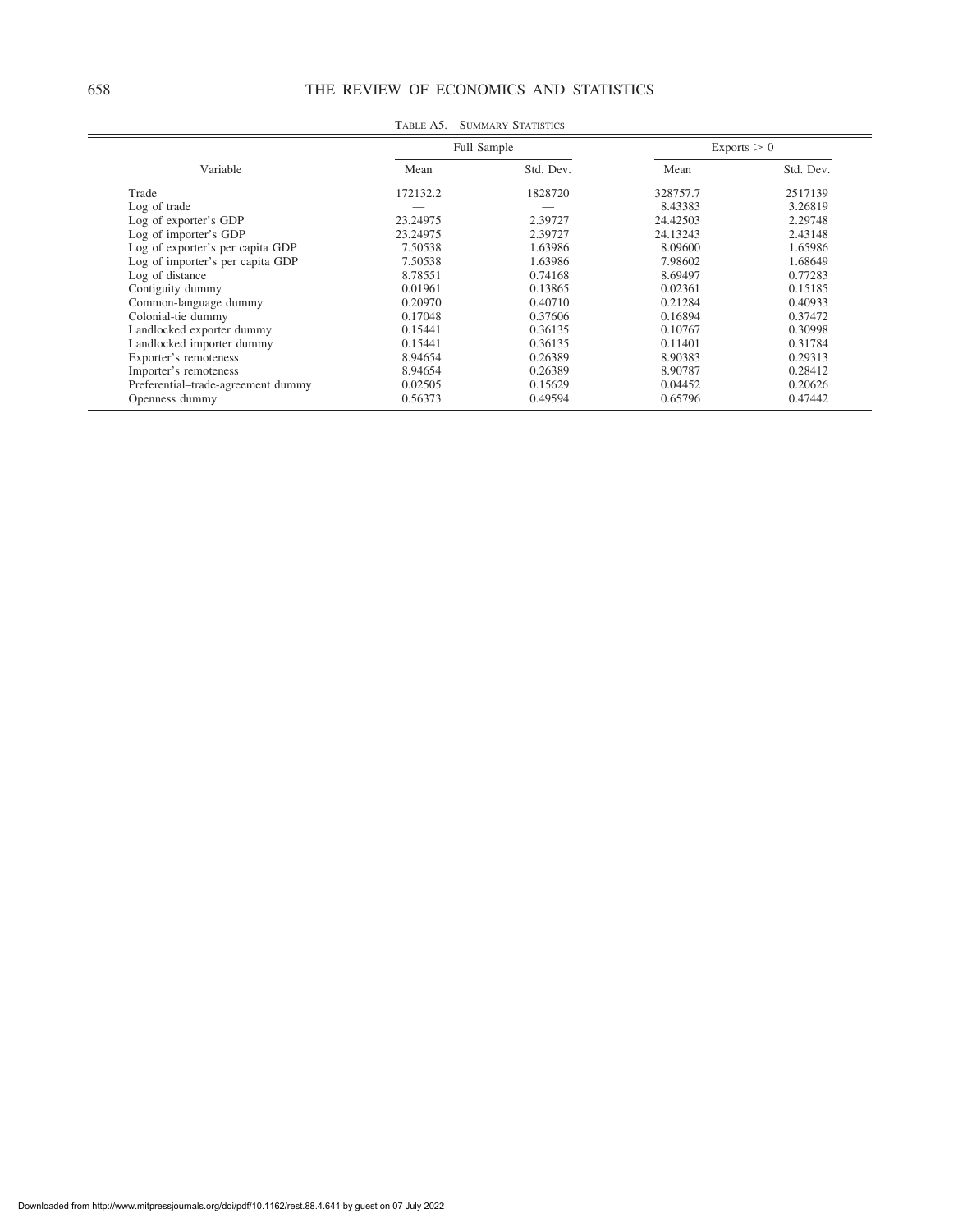TABLE A5.—SUMMARY STATISTICS

| Variable | Full Sample | | Exports $> 0$ | |
|---|---|---|---|---|
| | Mean | Std. Dev. | Mean | Std. Dev. |
| Trade | 172132.2 | 1828720 | 328757.7 | 2517139 |
| Log of trade | — | — | 8.43383 | 3.26819 |
| Log of exporter's GDP | 23.24975 | 2.39727 | 24.42503 | 2.29748 |
| Log of importer's GDP | 23.24975 | 2.39727 | 24.13243 | 2.43148 |
| Log of exporter's per capita GDP | 7.50538 | 1.63986 | 8.09600 | 1.65986 |
| Log of importer's per capita GDP | 7.50538 | 1.63986 | 7.98602 | 1.68649 |
| Log of distance | 8.78551 | 0.74168 | 8.69497 | 0.77283 |
| Contiguity dummy | 0.01961 | 0.13865 | 0.02361 | 0.15185 |
| Common-language dummy | 0.20970 | 0.40710 | 0.21284 | 0.40933 |
| Colonial-tie dummy | 0.17048 | 0.37606 | 0.16894 | 0.37472 |
| Landlocked exporter dummy | 0.15441 | 0.36135 | 0.10767 | 0.30998 |
| Landlocked importer dummy | 0.15441 | 0.36135 | 0.11401 | 0.31784 |
| Exporter's remoteness | 8.94654 | 0.26389 | 8.90383 | 0.29313 |
| Importer's remoteness | 8.94654 | 0.26389 | 8.90787 | 0.28412 |
| Preferential–trade-agreement dummy | 0.02505 | 0.15629 | 0.04452 | 0.20626 |
| Openness dummy | 0.56373 | 0.49594 | 0.65796 | 0.47442 |